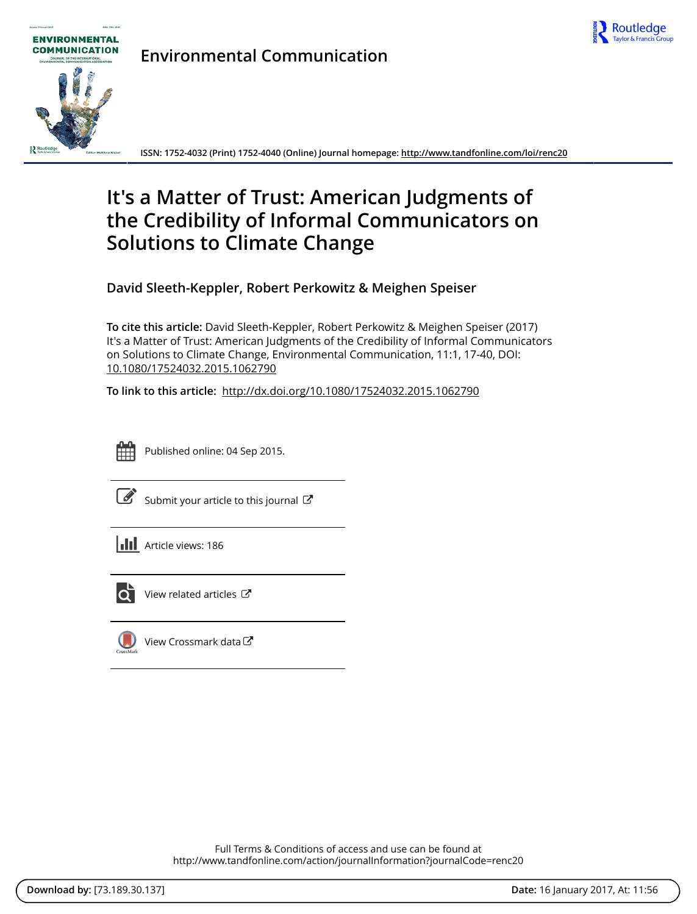Environmental Communication

ISSN: 1752-4032 (Print) 1752-4040 (Online) Journal homepage: http://www.tandfonline.com/loi/renc20

# It's a Matter of Trust: American Judgments of the Credibility of Informal Communicators on Solutions to Climate Change

**David Sleeth-Keppler, Robert Perkowitz & Meighen Speiser**

**To cite this article:** David Sleeth-Keppler, Robert Perkowitz & Meighen Speiser (2017) It's a Matter of Trust: American Judgments of the Credibility of Informal Communicators on Solutions to Climate Change, Environmental Communication, 11:1, 17-40, DOI: 10.1080/17524032.2015.1062790

**To link to this article:** http://dx.doi.org/10.1080/17524032.2015.1062790

Published online: 04 Sep 2015.

Submit your article to this journal

Article views: 186

View related articles

View Crossmark data

Full Terms & Conditions of access and use can be found at http://www.tandfonline.com/action/journalInformation?journalCode=renc20

**Download by:** [73.189.30.137] **Date:** 16 January 2017, At: 11:56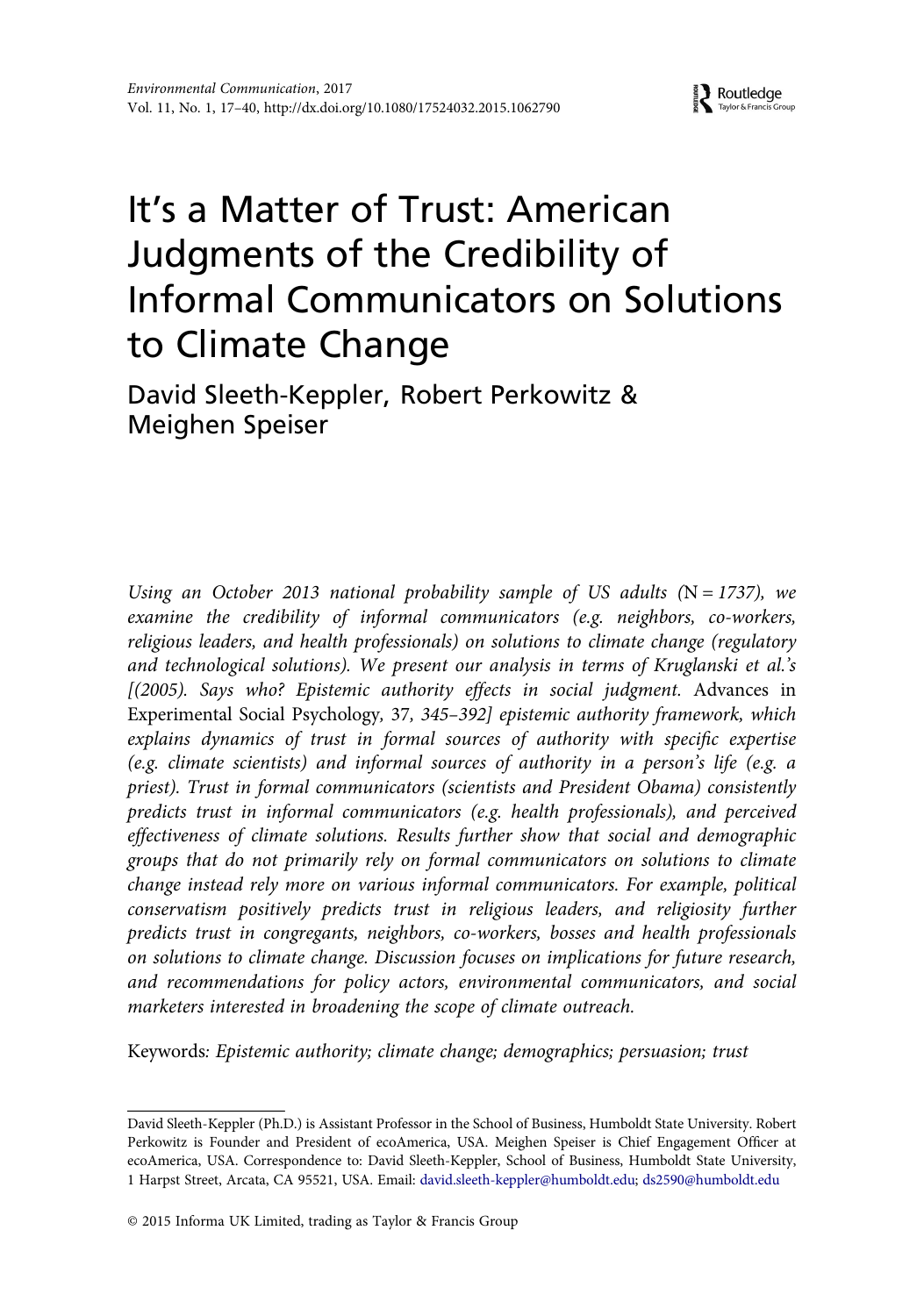# It's a Matter of Trust: American Judgments of the Credibility of Informal Communicators on Solutions to Climate Change

David Sleeth-Keppler, Robert Perkowitz & Meighen Speiser

*Using an October 2013 national probability sample of US adults (*N *= 1737), we examine the credibility of informal communicators (e.g. neighbors, co-workers, religious leaders, and health professionals) on solutions to climate change (regulatory and technological solutions). We present our analysis in terms of Kruglanski et al.'s [(2005). Says who? Epistemic authority effects in social judgment.* Advances in Experimental Social Psychology*, 37, 345–392] epistemic authority framework, which explains dynamics of trust in formal sources of authority with specific expertise (e.g. climate scientists) and informal sources of authority in a person's life (e.g. a priest). Trust in formal communicators (scientists and President Obama) consistently predicts trust in informal communicators (e.g. health professionals), and perceived effectiveness of climate solutions. Results further show that social and demographic groups that do not primarily rely on formal communicators on solutions to climate change instead rely more on various informal communicators. For example, political conservatism positively predicts trust in religious leaders, and religiosity further predicts trust in congregants, neighbors, co-workers, bosses and health professionals on solutions to climate change. Discussion focuses on implications for future research, and recommendations for policy actors, environmental communicators, and social marketers interested in broadening the scope of climate outreach.*

Keywords*: Epistemic authority; climate change; demographics; persuasion; trust*

---

David Sleeth-Keppler (Ph.D.) is Assistant Professor in the School of Business, Humboldt State University. Robert Perkowitz is Founder and President of ecoAmerica, USA. Meighen Speiser is Chief Engagement Officer at ecoAmerica, USA. Correspondence to: David Sleeth-Keppler, School of Business, Humboldt State University, 1 Harpst Street, Arcata, CA 95521, USA. Email: david.sleeth-keppler@humboldt.edu; ds2590@humboldt.edu

© 2015 Informa UK Limited, trading as Taylor & Francis Group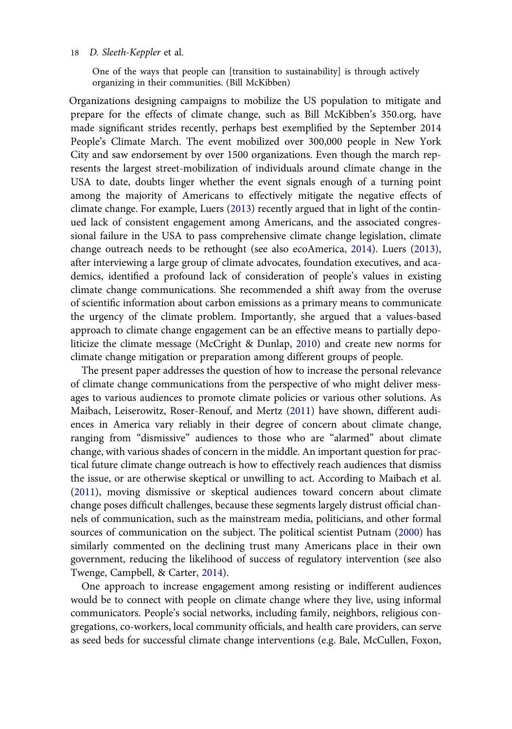> One of the ways that people can [transition to sustainability] is through actively organizing in their communities. (Bill McKibben)

Organizations designing campaigns to mobilize the US population to mitigate and prepare for the effects of climate change, such as Bill McKibben's 350.org, have made significant strides recently, perhaps best exemplified by the September 2014 People's Climate March. The event mobilized over 300,000 people in New York City and saw endorsement by over 1500 organizations. Even though the march represents the largest street-mobilization of individuals around climate change in the USA to date, doubts linger whether the event signals enough of a turning point among the majority of Americans to effectively mitigate the negative effects of climate change. For example, Luers (2013) recently argued that in light of the continued lack of consistent engagement among Americans, and the associated congressional failure in the USA to pass comprehensive climate change legislation, climate change outreach needs to be rethought (see also ecoAmerica, 2014). Luers (2013), after interviewing a large group of climate advocates, foundation executives, and academics, identified a profound lack of consideration of people's values in existing climate change communications. She recommended a shift away from the overuse of scientific information about carbon emissions as a primary means to communicate the urgency of the climate problem. Importantly, she argued that a values-based approach to climate change engagement can be an effective means to partially depoliticize the climate message (McCright & Dunlap, 2010) and create new norms for climate change mitigation or preparation among different groups of people.

The present paper addresses the question of how to increase the personal relevance of climate change communications from the perspective of who might deliver messages to various audiences to promote climate policies or various other solutions. As Maibach, Leiserowitz, Roser-Renouf, and Mertz (2011) have shown, different audiences in America vary reliably in their degree of concern about climate change, ranging from "dismissive" audiences to those who are "alarmed" about climate change, with various shades of concern in the middle. An important question for practical future climate change outreach is how to effectively reach audiences that dismiss the issue, or are otherwise skeptical or unwilling to act. According to Maibach et al. (2011), moving dismissive or skeptical audiences toward concern about climate change poses difficult challenges, because these segments largely distrust official channels of communication, such as the mainstream media, politicians, and other formal sources of communication on the subject. The political scientist Putnam (2000) has similarly commented on the declining trust many Americans place in their own government, reducing the likelihood of success of regulatory intervention (see also Twenge, Campbell, & Carter, 2014).

One approach to increase engagement among resisting or indifferent audiences would be to connect with people on climate change where they live, using informal communicators. People's social networks, including family, neighbors, religious congregations, co-workers, local community officials, and health care providers, can serve as seed beds for successful climate change interventions (e.g. Bale, McCullen, Foxon,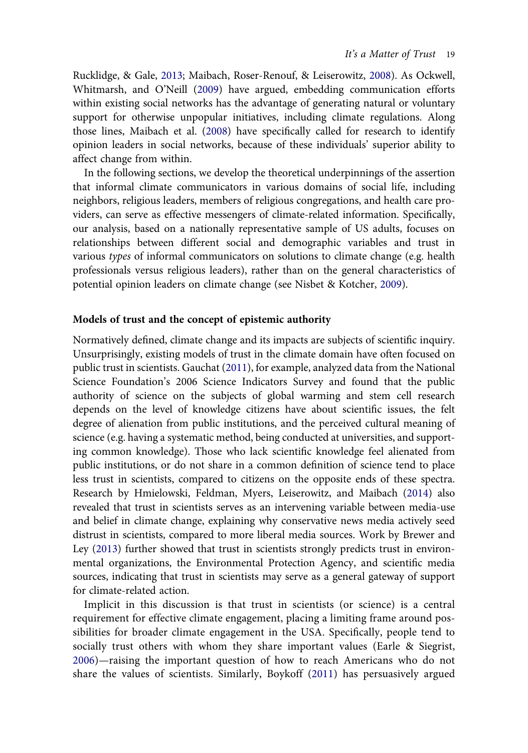Rucklidge, & Gale, 2013; Maibach, Roser-Renouf, & Leiserowitz, 2008). As Ockwell, Whitmarsh, and O'Neill (2009) have argued, embedding communication efforts within existing social networks has the advantage of generating natural or voluntary support for otherwise unpopular initiatives, including climate regulations. Along those lines, Maibach et al. (2008) have specifically called for research to identify opinion leaders in social networks, because of these individuals' superior ability to affect change from within.

In the following sections, we develop the theoretical underpinnings of the assertion that informal climate communicators in various domains of social life, including neighbors, religious leaders, members of religious congregations, and health care providers, can serve as effective messengers of climate-related information. Specifically, our analysis, based on a nationally representative sample of US adults, focuses on relationships between different social and demographic variables and trust in various *types* of informal communicators on solutions to climate change (e.g. health professionals versus religious leaders), rather than on the general characteristics of potential opinion leaders on climate change (see Nisbet & Kotcher, 2009).

## Models of trust and the concept of epistemic authority

Normatively defined, climate change and its impacts are subjects of scientific inquiry. Unsurprisingly, existing models of trust in the climate domain have often focused on public trust in scientists. Gauchat (2011), for example, analyzed data from the National Science Foundation's 2006 Science Indicators Survey and found that the public authority of science on the subjects of global warming and stem cell research depends on the level of knowledge citizens have about scientific issues, the felt degree of alienation from public institutions, and the perceived cultural meaning of science (e.g. having a systematic method, being conducted at universities, and supporting common knowledge). Those who lack scientific knowledge feel alienated from public institutions, or do not share in a common definition of science tend to place less trust in scientists, compared to citizens on the opposite ends of these spectra. Research by Hmielowski, Feldman, Myers, Leiserowitz, and Maibach (2014) also revealed that trust in scientists serves as an intervening variable between media-use and belief in climate change, explaining why conservative news media actively seed distrust in scientists, compared to more liberal media sources. Work by Brewer and Ley (2013) further showed that trust in scientists strongly predicts trust in environmental organizations, the Environmental Protection Agency, and scientific media sources, indicating that trust in scientists may serve as a general gateway of support for climate-related action.

Implicit in this discussion is that trust in scientists (or science) is a central requirement for effective climate engagement, placing a limiting frame around possibilities for broader climate engagement in the USA. Specifically, people tend to socially trust others with whom they share important values (Earle & Siegrist, 2006)—raising the important question of how to reach Americans who do not share the values of scientists. Similarly, Boykoff (2011) has persuasively argued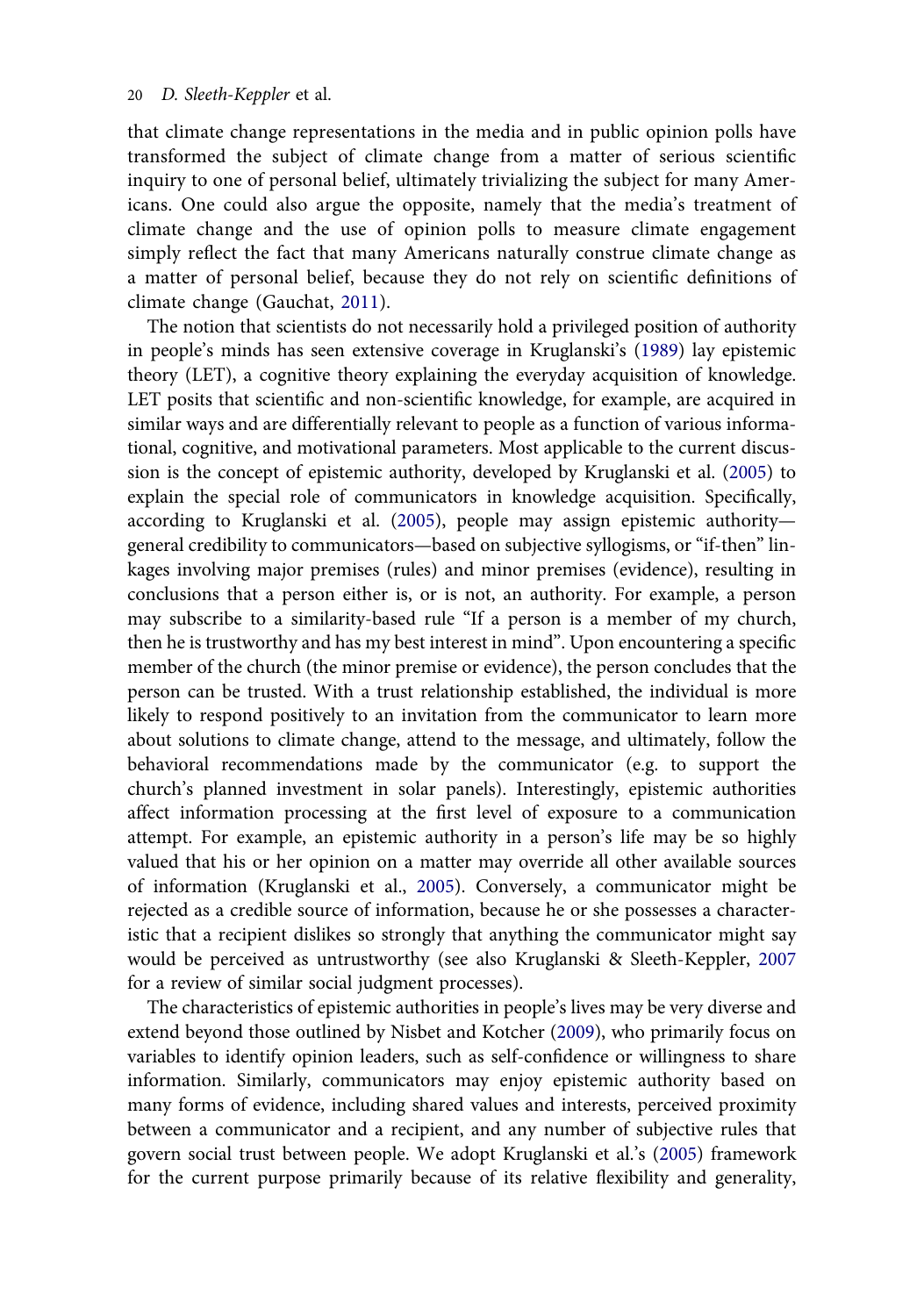that climate change representations in the media and in public opinion polls have transformed the subject of climate change from a matter of serious scientific inquiry to one of personal belief, ultimately trivializing the subject for many Americans. One could also argue the opposite, namely that the media's treatment of climate change and the use of opinion polls to measure climate engagement simply reflect the fact that many Americans naturally construe climate change as a matter of personal belief, because they do not rely on scientific definitions of climate change (Gauchat, 2011).

The notion that scientists do not necessarily hold a privileged position of authority in people's minds has seen extensive coverage in Kruglanski's (1989) lay epistemic theory (LET), a cognitive theory explaining the everyday acquisition of knowledge. LET posits that scientific and non-scientific knowledge, for example, are acquired in similar ways and are differentially relevant to people as a function of various informational, cognitive, and motivational parameters. Most applicable to the current discussion is the concept of epistemic authority, developed by Kruglanski et al. (2005) to explain the special role of communicators in knowledge acquisition. Specifically, according to Kruglanski et al. (2005), people may assign epistemic authority—general credibility to communicators—based on subjective syllogisms, or "if-then" linkages involving major premises (rules) and minor premises (evidence), resulting in conclusions that a person either is, or is not, an authority. For example, a person may subscribe to a similarity-based rule "If a person is a member of my church, then he is trustworthy and has my best interest in mind". Upon encountering a specific member of the church (the minor premise or evidence), the person concludes that the person can be trusted. With a trust relationship established, the individual is more likely to respond positively to an invitation from the communicator to learn more about solutions to climate change, attend to the message, and ultimately, follow the behavioral recommendations made by the communicator (e.g. to support the church's planned investment in solar panels). Interestingly, epistemic authorities affect information processing at the first level of exposure to a communication attempt. For example, an epistemic authority in a person's life may be so highly valued that his or her opinion on a matter may override all other available sources of information (Kruglanski et al., 2005). Conversely, a communicator might be rejected as a credible source of information, because he or she possesses a characteristic that a recipient dislikes so strongly that anything the communicator might say would be perceived as untrustworthy (see also Kruglanski & Sleeth-Keppler, 2007 for a review of similar social judgment processes).

The characteristics of epistemic authorities in people's lives may be very diverse and extend beyond those outlined by Nisbet and Kotcher (2009), who primarily focus on variables to identify opinion leaders, such as self-confidence or willingness to share information. Similarly, communicators may enjoy epistemic authority based on many forms of evidence, including shared values and interests, perceived proximity between a communicator and a recipient, and any number of subjective rules that govern social trust between people. We adopt Kruglanski et al.'s (2005) framework for the current purpose primarily because of its relative flexibility and generality,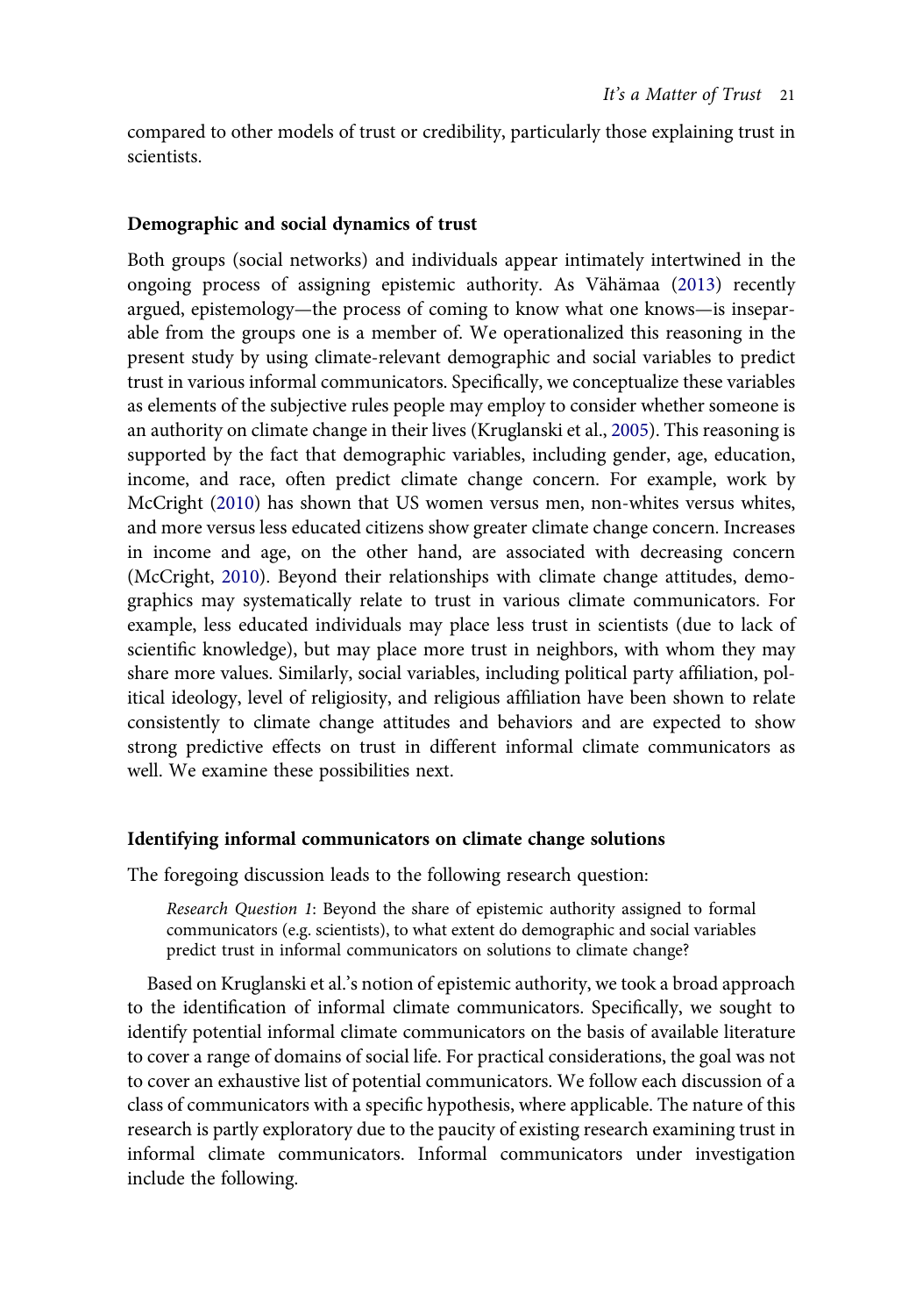compared to other models of trust or credibility, particularly those explaining trust in scientists.

### Demographic and social dynamics of trust

Both groups (social networks) and individuals appear intimately intertwined in the ongoing process of assigning epistemic authority. As Vähämaa (2013) recently argued, epistemology—the process of coming to know what one knows—is inseparable from the groups one is a member of. We operationalized this reasoning in the present study by using climate-relevant demographic and social variables to predict trust in various informal communicators. Specifically, we conceptualize these variables as elements of the subjective rules people may employ to consider whether someone is an authority on climate change in their lives (Kruglanski et al., 2005). This reasoning is supported by the fact that demographic variables, including gender, age, education, income, and race, often predict climate change concern. For example, work by McCright (2010) has shown that US women versus men, non-whites versus whites, and more versus less educated citizens show greater climate change concern. Increases in income and age, on the other hand, are associated with decreasing concern (McCright, 2010). Beyond their relationships with climate change attitudes, demographics may systematically relate to trust in various climate communicators. For example, less educated individuals may place less trust in scientists (due to lack of scientific knowledge), but may place more trust in neighbors, with whom they may share more values. Similarly, social variables, including political party affiliation, political ideology, level of religiosity, and religious affiliation have been shown to relate consistently to climate change attitudes and behaviors and are expected to show strong predictive effects on trust in different informal climate communicators as well. We examine these possibilities next.

### Identifying informal communicators on climate change solutions

The foregoing discussion leads to the following research question:

> *Research Question 1*: Beyond the share of epistemic authority assigned to formal communicators (e.g. scientists), to what extent do demographic and social variables predict trust in informal communicators on solutions to climate change?

Based on Kruglanski et al.'s notion of epistemic authority, we took a broad approach to the identification of informal climate communicators. Specifically, we sought to identify potential informal climate communicators on the basis of available literature to cover a range of domains of social life. For practical considerations, the goal was not to cover an exhaustive list of potential communicators. We follow each discussion of a class of communicators with a specific hypothesis, where applicable. The nature of this research is partly exploratory due to the paucity of existing research examining trust in informal climate communicators. Informal communicators under investigation include the following.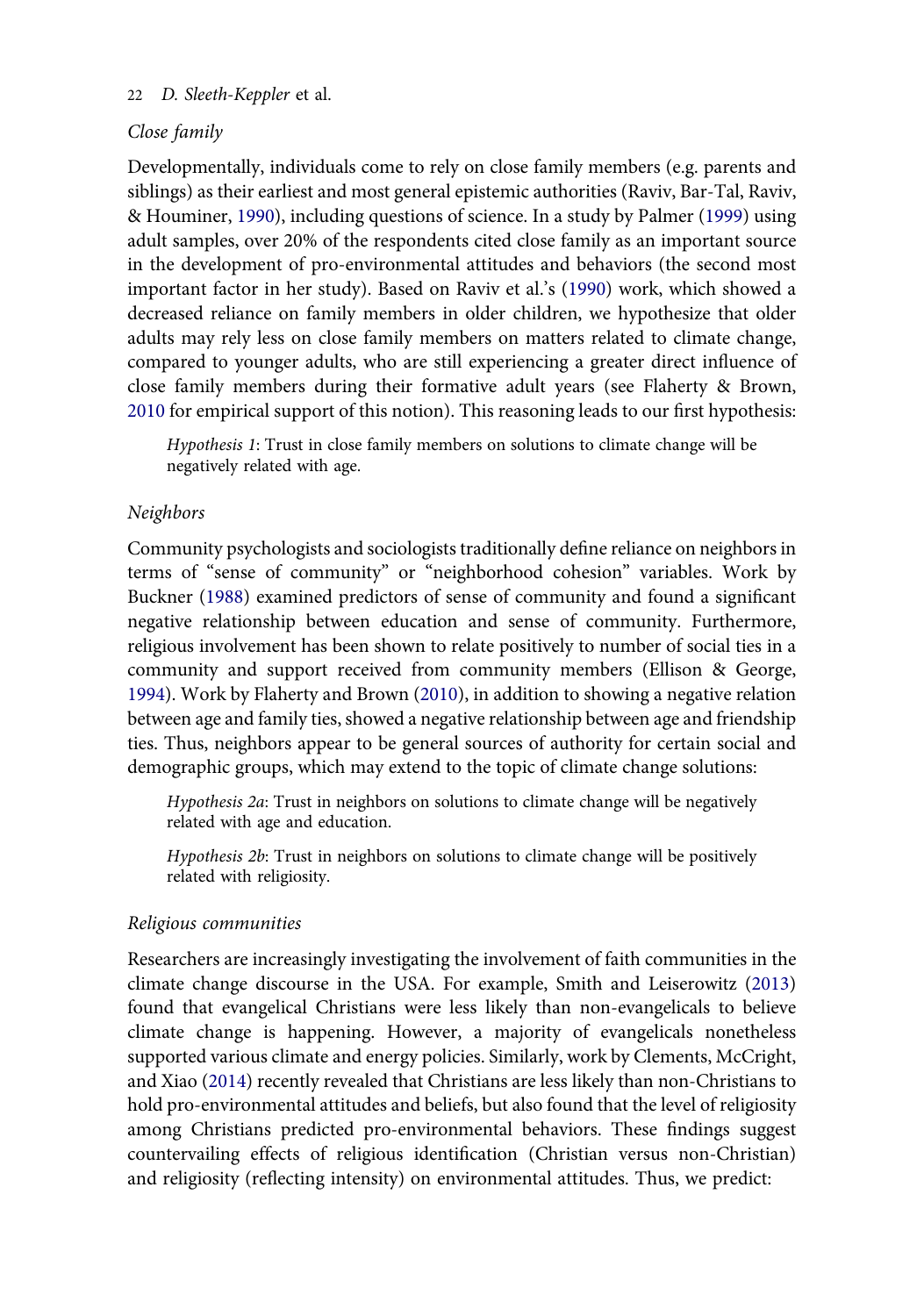### *Close family*

Developmentally, individuals come to rely on close family members (e.g. parents and siblings) as their earliest and most general epistemic authorities (Raviv, Bar-Tal, Raviv, & Houminer, 1990), including questions of science. In a study by Palmer (1999) using adult samples, over 20% of the respondents cited close family as an important source in the development of pro-environmental attitudes and behaviors (the second most important factor in her study). Based on Raviv et al.'s (1990) work, which showed a decreased reliance on family members in older children, we hypothesize that older adults may rely less on close family members on matters related to climate change, compared to younger adults, who are still experiencing a greater direct influence of close family members during their formative adult years (see Flaherty & Brown, 2010 for empirical support of this notion). This reasoning leads to our first hypothesis:

> *Hypothesis 1*: Trust in close family members on solutions to climate change will be negatively related with age.

### *Neighbors*

Community psychologists and sociologists traditionally define reliance on neighbors in terms of "sense of community" or "neighborhood cohesion" variables. Work by Buckner (1988) examined predictors of sense of community and found a significant negative relationship between education and sense of community. Furthermore, religious involvement has been shown to relate positively to number of social ties in a community and support received from community members (Ellison & George, 1994). Work by Flaherty and Brown (2010), in addition to showing a negative relation between age and family ties, showed a negative relationship between age and friendship ties. Thus, neighbors appear to be general sources of authority for certain social and demographic groups, which may extend to the topic of climate change solutions:

> *Hypothesis 2a*: Trust in neighbors on solutions to climate change will be negatively related with age and education.

> *Hypothesis 2b*: Trust in neighbors on solutions to climate change will be positively related with religiosity.

### *Religious communities*

Researchers are increasingly investigating the involvement of faith communities in the climate change discourse in the USA. For example, Smith and Leiserowitz (2013) found that evangelical Christians were less likely than non-evangelicals to believe climate change is happening. However, a majority of evangelicals nonetheless supported various climate and energy policies. Similarly, work by Clements, McCright, and Xiao (2014) recently revealed that Christians are less likely than non-Christians to hold pro-environmental attitudes and beliefs, but also found that the level of religiosity among Christians predicted pro-environmental behaviors. These findings suggest countervailing effects of religious identification (Christian versus non-Christian) and religiosity (reflecting intensity) on environmental attitudes. Thus, we predict: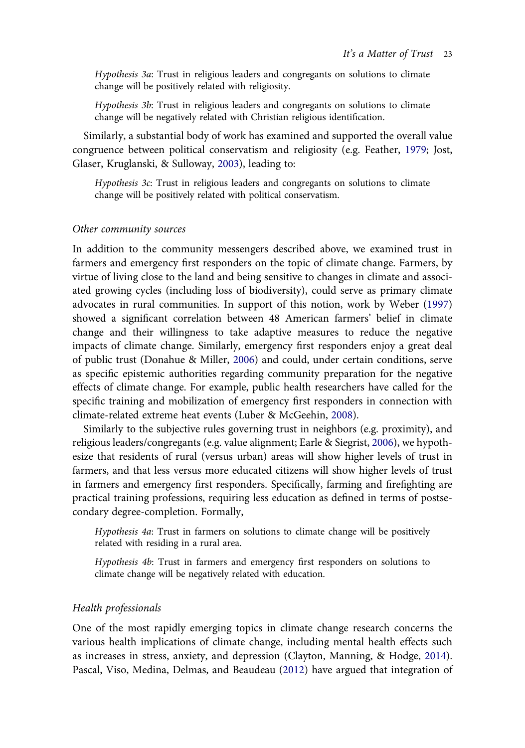*Hypothesis 3a*: Trust in religious leaders and congregants on solutions to climate change will be positively related with religiosity.

*Hypothesis 3b*: Trust in religious leaders and congregants on solutions to climate change will be negatively related with Christian religious identification.

Similarly, a substantial body of work has examined and supported the overall value congruence between political conservatism and religiosity (e.g. Feather, 1979; Jost, Glaser, Kruglanski, & Sulloway, 2003), leading to:

*Hypothesis 3c*: Trust in religious leaders and congregants on solutions to climate change will be positively related with political conservatism.

### *Other community sources*

In addition to the community messengers described above, we examined trust in farmers and emergency first responders on the topic of climate change. Farmers, by virtue of living close to the land and being sensitive to changes in climate and associated growing cycles (including loss of biodiversity), could serve as primary climate advocates in rural communities. In support of this notion, work by Weber (1997) showed a significant correlation between 48 American farmers' belief in climate change and their willingness to take adaptive measures to reduce the negative impacts of climate change. Similarly, emergency first responders enjoy a great deal of public trust (Donahue & Miller, 2006) and could, under certain conditions, serve as specific epistemic authorities regarding community preparation for the negative effects of climate change. For example, public health researchers have called for the specific training and mobilization of emergency first responders in connection with climate-related extreme heat events (Luber & McGeehin, 2008).

Similarly to the subjective rules governing trust in neighbors (e.g. proximity), and religious leaders/congregants (e.g. value alignment; Earle & Siegrist, 2006), we hypothesize that residents of rural (versus urban) areas will show higher levels of trust in farmers, and that less versus more educated citizens will show higher levels of trust in farmers and emergency first responders. Specifically, farming and firefighting are practical training professions, requiring less education as defined in terms of postsecondary degree-completion. Formally,

*Hypothesis 4a*: Trust in farmers on solutions to climate change will be positively related with residing in a rural area.

*Hypothesis 4b*: Trust in farmers and emergency first responders on solutions to climate change will be negatively related with education.

### *Health professionals*

One of the most rapidly emerging topics in climate change research concerns the various health implications of climate change, including mental health effects such as increases in stress, anxiety, and depression (Clayton, Manning, & Hodge, 2014). Pascal, Viso, Medina, Delmas, and Beaudeau (2012) have argued that integration of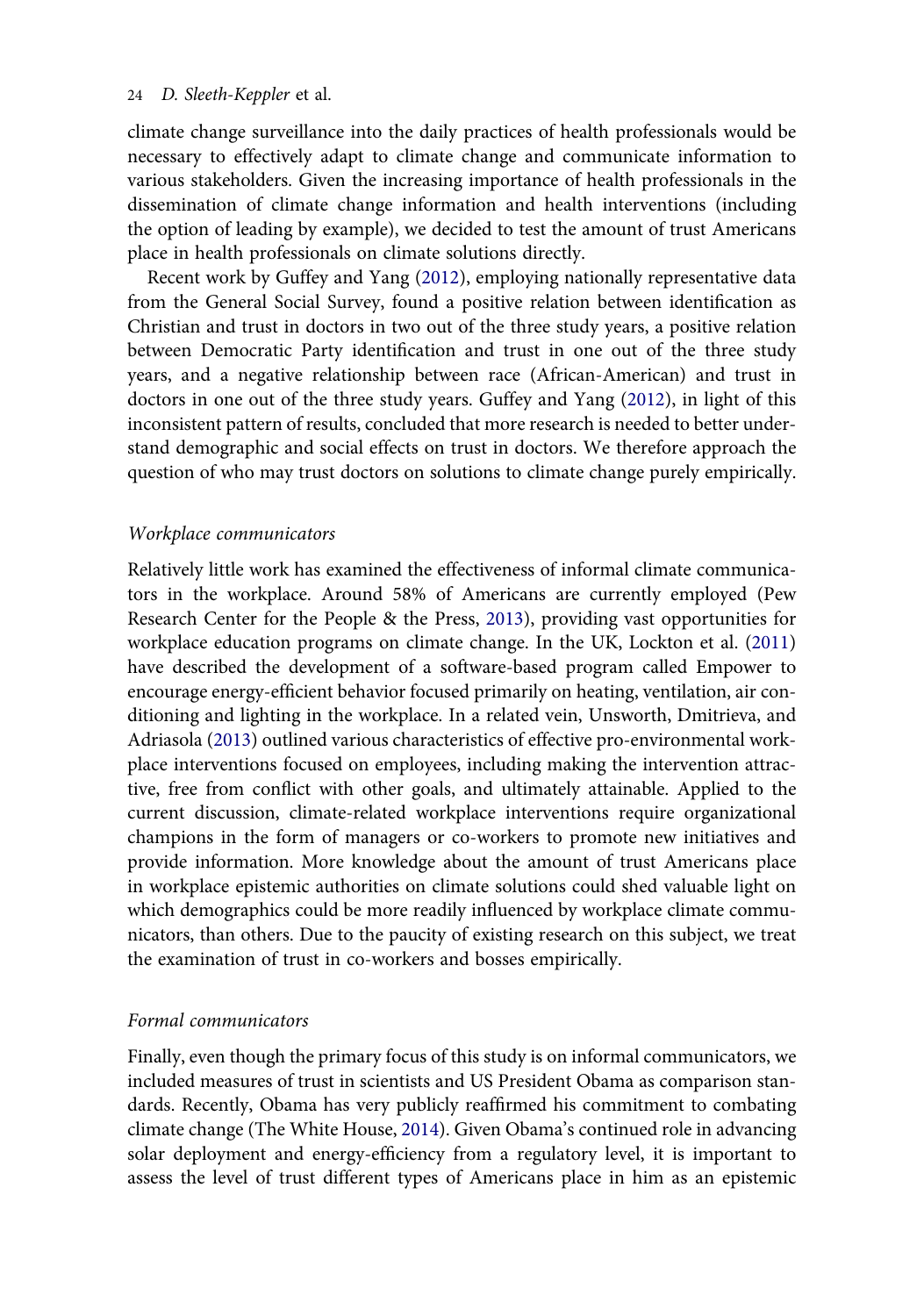climate change surveillance into the daily practices of health professionals would be necessary to effectively adapt to climate change and communicate information to various stakeholders. Given the increasing importance of health professionals in the dissemination of climate change information and health interventions (including the option of leading by example), we decided to test the amount of trust Americans place in health professionals on climate solutions directly.

Recent work by Guffey and Yang (2012), employing nationally representative data from the General Social Survey, found a positive relation between identification as Christian and trust in doctors in two out of the three study years, a positive relation between Democratic Party identification and trust in one out of the three study years, and a negative relationship between race (African-American) and trust in doctors in one out of the three study years. Guffey and Yang (2012), in light of this inconsistent pattern of results, concluded that more research is needed to better understand demographic and social effects on trust in doctors. We therefore approach the question of who may trust doctors on solutions to climate change purely empirically.

### *Workplace communicators*

Relatively little work has examined the effectiveness of informal climate communicators in the workplace. Around 58% of Americans are currently employed (Pew Research Center for the People & the Press, 2013), providing vast opportunities for workplace education programs on climate change. In the UK, Lockton et al. (2011) have described the development of a software-based program called Empower to encourage energy-efficient behavior focused primarily on heating, ventilation, air conditioning and lighting in the workplace. In a related vein, Unsworth, Dmitrieva, and Adriasola (2013) outlined various characteristics of effective pro-environmental workplace interventions focused on employees, including making the intervention attractive, free from conflict with other goals, and ultimately attainable. Applied to the current discussion, climate-related workplace interventions require organizational champions in the form of managers or co-workers to promote new initiatives and provide information. More knowledge about the amount of trust Americans place in workplace epistemic authorities on climate solutions could shed valuable light on which demographics could be more readily influenced by workplace climate communicators, than others. Due to the paucity of existing research on this subject, we treat the examination of trust in co-workers and bosses empirically.

### *Formal communicators*

Finally, even though the primary focus of this study is on informal communicators, we included measures of trust in scientists and US President Obama as comparison standards. Recently, Obama has very publicly reaffirmed his commitment to combating climate change (The White House, 2014). Given Obama's continued role in advancing solar deployment and energy-efficiency from a regulatory level, it is important to assess the level of trust different types of Americans place in him as an epistemic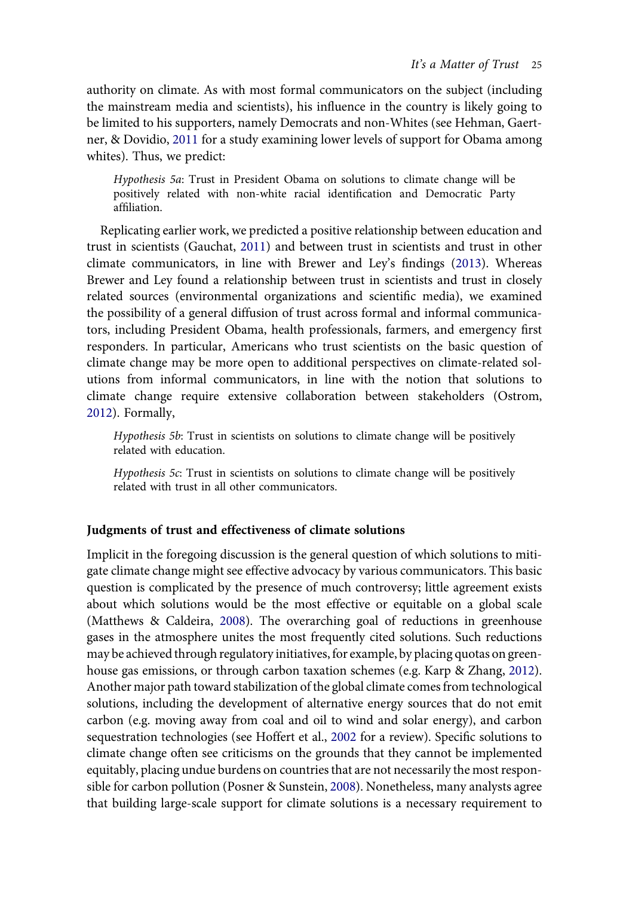authority on climate. As with most formal communicators on the subject (including the mainstream media and scientists), his influence in the country is likely going to be limited to his supporters, namely Democrats and non-Whites (see Hehman, Gaertner, & Dovidio, 2011 for a study examining lower levels of support for Obama among whites). Thus, we predict:

> *Hypothesis 5a*: Trust in President Obama on solutions to climate change will be positively related with non-white racial identification and Democratic Party affiliation.

Replicating earlier work, we predicted a positive relationship between education and trust in scientists (Gauchat, 2011) and between trust in scientists and trust in other climate communicators, in line with Brewer and Ley's findings (2013). Whereas Brewer and Ley found a relationship between trust in scientists and trust in closely related sources (environmental organizations and scientific media), we examined the possibility of a general diffusion of trust across formal and informal communicators, including President Obama, health professionals, farmers, and emergency first responders. In particular, Americans who trust scientists on the basic question of climate change may be more open to additional perspectives on climate-related solutions from informal communicators, in line with the notion that solutions to climate change require extensive collaboration between stakeholders (Ostrom, 2012). Formally,

> *Hypothesis 5b*: Trust in scientists on solutions to climate change will be positively related with education.

> *Hypothesis 5c*: Trust in scientists on solutions to climate change will be positively related with trust in all other communicators.

### Judgments of trust and effectiveness of climate solutions

Implicit in the foregoing discussion is the general question of which solutions to mitigate climate change might see effective advocacy by various communicators. This basic question is complicated by the presence of much controversy; little agreement exists about which solutions would be the most effective or equitable on a global scale (Matthews & Caldeira, 2008). The overarching goal of reductions in greenhouse gases in the atmosphere unites the most frequently cited solutions. Such reductions may be achieved through regulatory initiatives, for example, by placing quotas on greenhouse gas emissions, or through carbon taxation schemes (e.g. Karp & Zhang, 2012). Another major path toward stabilization of the global climate comes from technological solutions, including the development of alternative energy sources that do not emit carbon (e.g. moving away from coal and oil to wind and solar energy), and carbon sequestration technologies (see Hoffert et al., 2002 for a review). Specific solutions to climate change often see criticisms on the grounds that they cannot be implemented equitably, placing undue burdens on countries that are not necessarily the most responsible for carbon pollution (Posner & Sunstein, 2008). Nonetheless, many analysts agree that building large-scale support for climate solutions is a necessary requirement to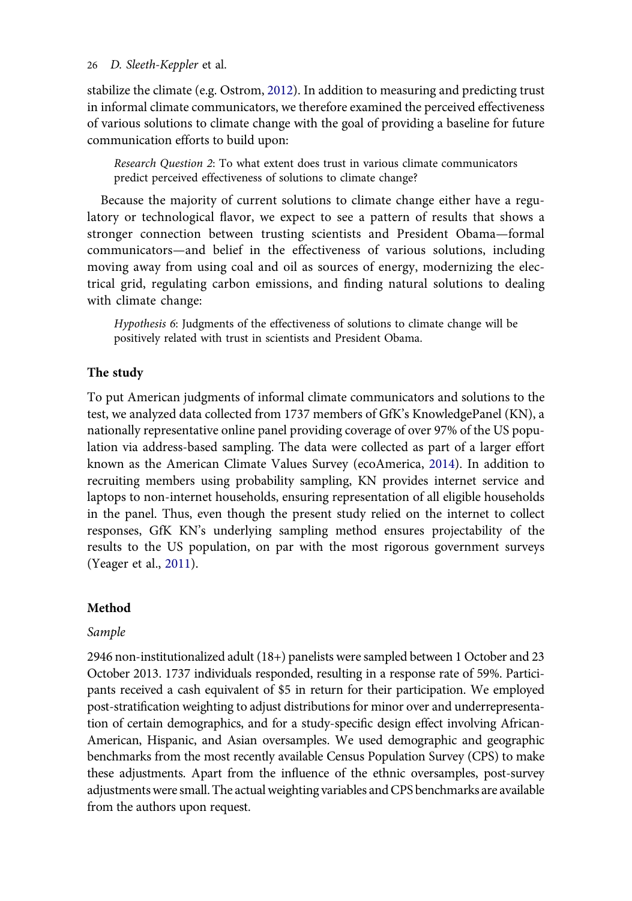stabilize the climate (e.g. Ostrom, 2012). In addition to measuring and predicting trust in informal climate communicators, we therefore examined the perceived effectiveness of various solutions to climate change with the goal of providing a baseline for future communication efforts to build upon:

> *Research Question 2*: To what extent does trust in various climate communicators predict perceived effectiveness of solutions to climate change?

Because the majority of current solutions to climate change either have a regulatory or technological flavor, we expect to see a pattern of results that shows a stronger connection between trusting scientists and President Obama—formal communicators—and belief in the effectiveness of various solutions, including moving away from using coal and oil as sources of energy, modernizing the electrical grid, regulating carbon emissions, and finding natural solutions to dealing with climate change:

> *Hypothesis 6*: Judgments of the effectiveness of solutions to climate change will be positively related with trust in scientists and President Obama.

## The study

To put American judgments of informal climate communicators and solutions to the test, we analyzed data collected from 1737 members of GfK's KnowledgePanel (KN), a nationally representative online panel providing coverage of over 97% of the US population via address-based sampling. The data were collected as part of a larger effort known as the American Climate Values Survey (ecoAmerica, 2014). In addition to recruiting members using probability sampling, KN provides internet service and laptops to non-internet households, ensuring representation of all eligible households in the panel. Thus, even though the present study relied on the internet to collect responses, GfK KN's underlying sampling method ensures projectability of the results to the US population, on par with the most rigorous government surveys (Yeager et al., 2011).

## Method

### *Sample*

2946 non-institutionalized adult (18+) panelists were sampled between 1 October and 23 October 2013. 1737 individuals responded, resulting in a response rate of 59%. Participants received a cash equivalent of $5 in return for their participation. We employed post-stratification weighting to adjust distributions for minor over and underrepresentation of certain demographics, and for a study-specific design effect involving African-American, Hispanic, and Asian oversamples. We used demographic and geographic benchmarks from the most recently available Census Population Survey (CPS) to make these adjustments. Apart from the influence of the ethnic oversamples, post-survey adjustments were small. The actual weighting variables and CPS benchmarks are available from the authors upon request.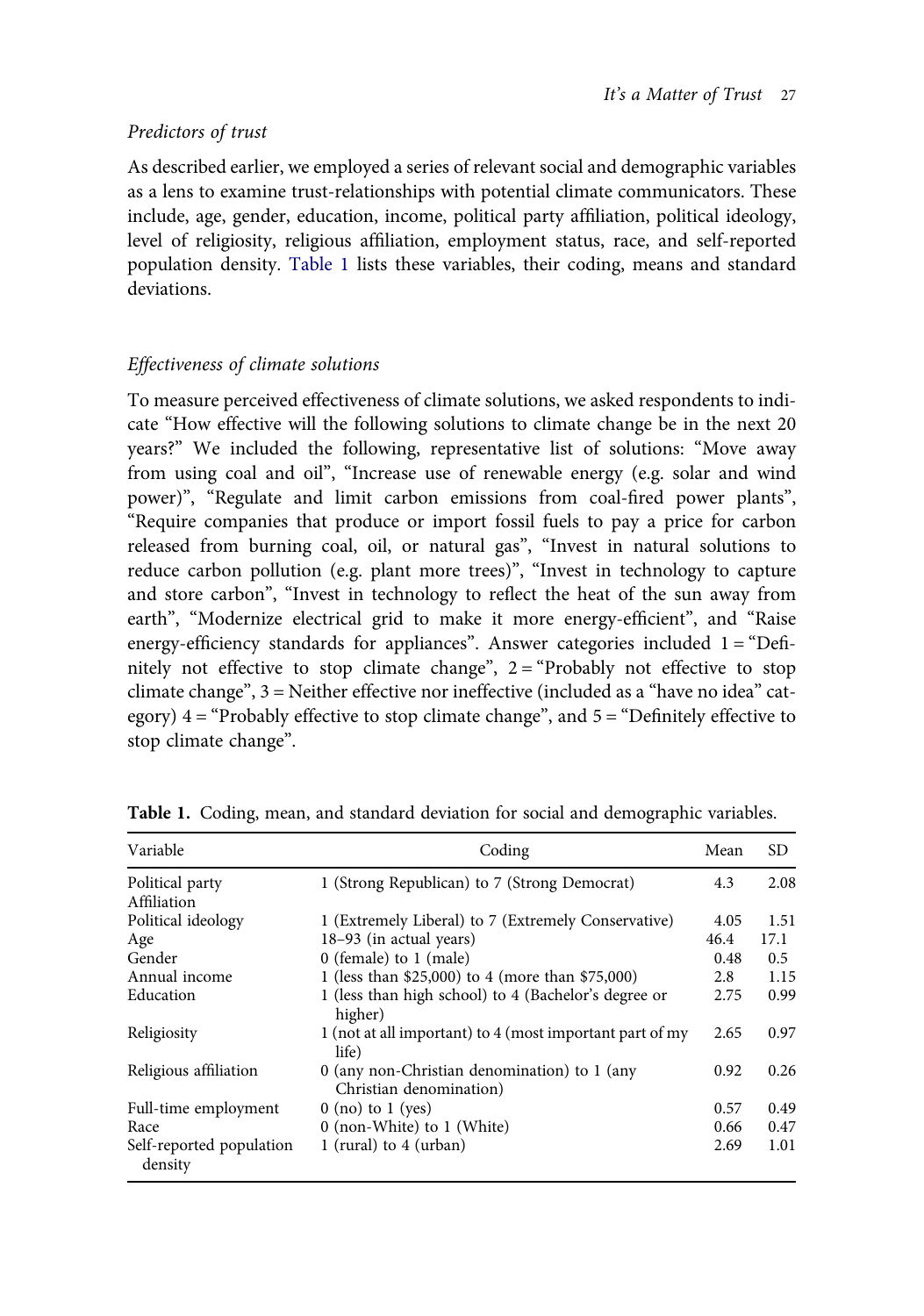### *Predictors of trust*

As described earlier, we employed a series of relevant social and demographic variables as a lens to examine trust-relationships with potential climate communicators. These include, age, gender, education, income, political party affiliation, political ideology, level of religiosity, religious affiliation, employment status, race, and self-reported population density. Table 1 lists these variables, their coding, means and standard deviations.

### *Effectiveness of climate solutions*

To measure perceived effectiveness of climate solutions, we asked respondents to indicate "How effective will the following solutions to climate change be in the next 20 years?" We included the following, representative list of solutions: "Move away from using coal and oil", "Increase use of renewable energy (e.g. solar and wind power)", "Regulate and limit carbon emissions from coal-fired power plants", "Require companies that produce or import fossil fuels to pay a price for carbon released from burning coal, oil, or natural gas", "Invest in natural solutions to reduce carbon pollution (e.g. plant more trees)", "Invest in technology to capture and store carbon", "Invest in technology to reflect the heat of the sun away from earth", "Modernize electrical grid to make it more energy-efficient", and "Raise energy-efficiency standards for appliances". Answer categories included 1 = "Definitely not effective to stop climate change", 2 = "Probably not effective to stop climate change", 3 = Neither effective nor ineffective (included as a "have no idea" category) 4 = "Probably effective to stop climate change", and 5 = "Definitely effective to stop climate change".

**Table 1.** Coding, mean, and standard deviation for social and demographic variables.

| Variable | Coding | Mean | SD |
|---|---|---|---|
| Political party Affiliation | 1 (Strong Republican) to 7 (Strong Democrat) | 4.3 | 2.08 |
| Political ideology | 1 (Extremely Liberal) to 7 (Extremely Conservative) | 4.05 | 1.51 |
| Age | 18–93 (in actual years) | 46.4 | 17.1 |
| Gender | 0 (female) to 1 (male) | 0.48 | 0.5 |
| Annual income | 1 (less than $25,000) to 4 (more than $75,000) | 2.8 | 1.15 |
| Education | 1 (less than high school) to 4 (Bachelor's degree or higher) | 2.75 | 0.99 |
| Religiosity | 1 (not at all important) to 4 (most important part of my life) | 2.65 | 0.97 |
| Religious affiliation | 0 (any non-Christian denomination) to 1 (any Christian denomination) | 0.92 | 0.26 |
| Full-time employment | 0 (no) to 1 (yes) | 0.57 | 0.49 |
| Race | 0 (non-White) to 1 (White) | 0.66 | 0.47 |
| Self-reported population density | 1 (rural) to 4 (urban) | 2.69 | 1.01 |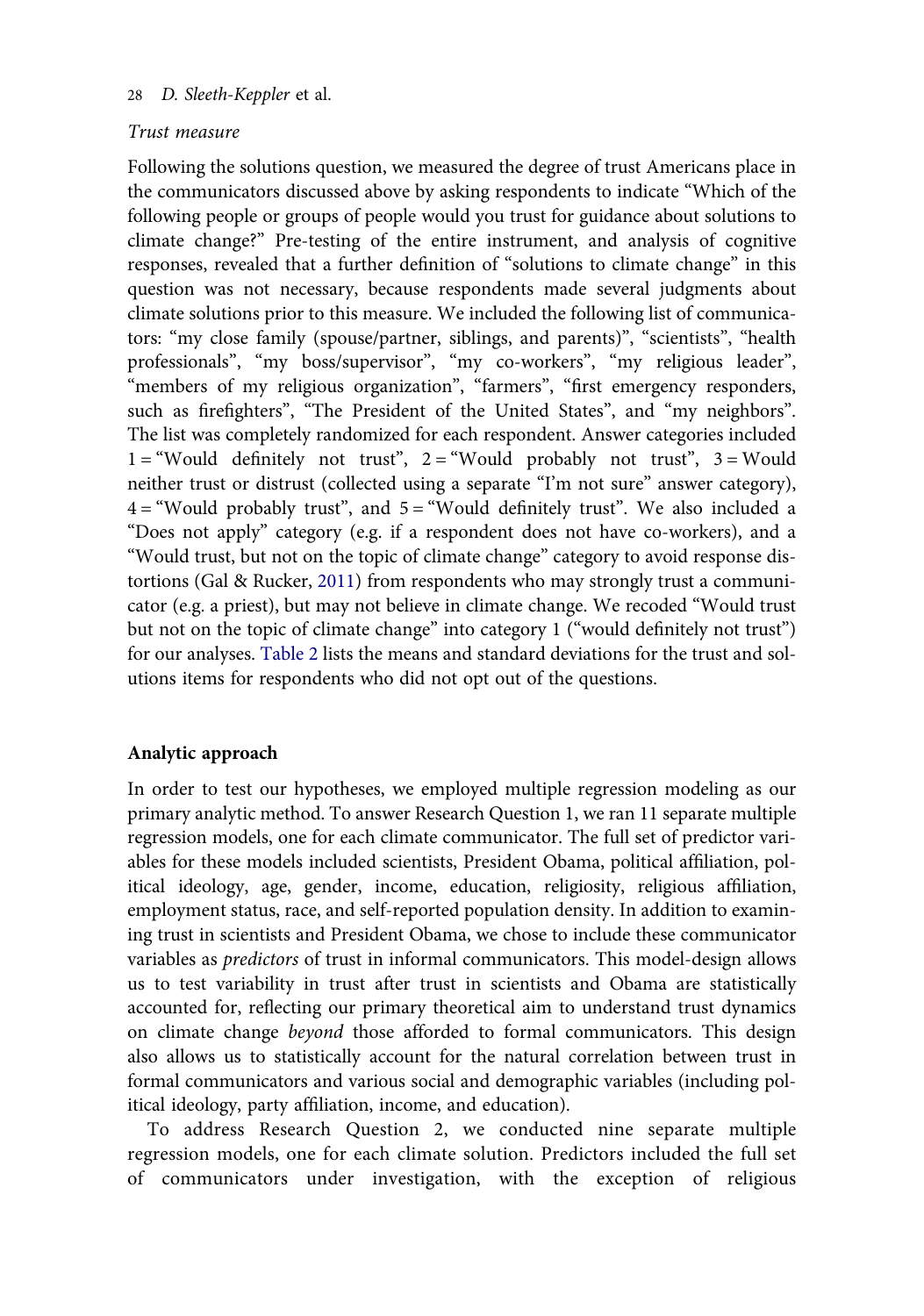*Trust measure*

Following the solutions question, we measured the degree of trust Americans place in the communicators discussed above by asking respondents to indicate "Which of the following people or groups of people would you trust for guidance about solutions to climate change?" Pre-testing of the entire instrument, and analysis of cognitive responses, revealed that a further definition of "solutions to climate change" in this question was not necessary, because respondents made several judgments about climate solutions prior to this measure. We included the following list of communicators: "my close family (spouse/partner, siblings, and parents)", "scientists", "health professionals", "my boss/supervisor", "my co-workers", "my religious leader", "members of my religious organization", "farmers", "first emergency responders, such as firefighters", "The President of the United States", and "my neighbors". The list was completely randomized for each respondent. Answer categories included 1 = "Would definitely not trust", 2 = "Would probably not trust", 3 = Would neither trust or distrust (collected using a separate "I'm not sure" answer category), 4 = "Would probably trust", and 5 = "Would definitely trust". We also included a "Does not apply" category (e.g. if a respondent does not have co-workers), and a "Would trust, but not on the topic of climate change" category to avoid response distortions (Gal & Rucker, 2011) from respondents who may strongly trust a communicator (e.g. a priest), but may not believe in climate change. We recoded "Would trust but not on the topic of climate change" into category 1 ("would definitely not trust") for our analyses. Table 2 lists the means and standard deviations for the trust and solutions items for respondents who did not opt out of the questions.

## Analytic approach

In order to test our hypotheses, we employed multiple regression modeling as our primary analytic method. To answer Research Question 1, we ran 11 separate multiple regression models, one for each climate communicator. The full set of predictor variables for these models included scientists, President Obama, political affiliation, political ideology, age, gender, income, education, religiosity, religious affiliation, employment status, race, and self-reported population density. In addition to examining trust in scientists and President Obama, we chose to include these communicator variables as *predictors* of trust in informal communicators. This model-design allows us to test variability in trust after trust in scientists and Obama are statistically accounted for, reflecting our primary theoretical aim to understand trust dynamics on climate change *beyond* those afforded to formal communicators. This design also allows us to statistically account for the natural correlation between trust in formal communicators and various social and demographic variables (including political ideology, party affiliation, income, and education).

To address Research Question 2, we conducted nine separate multiple regression models, one for each climate solution. Predictors included the full set of communicators under investigation, with the exception of religious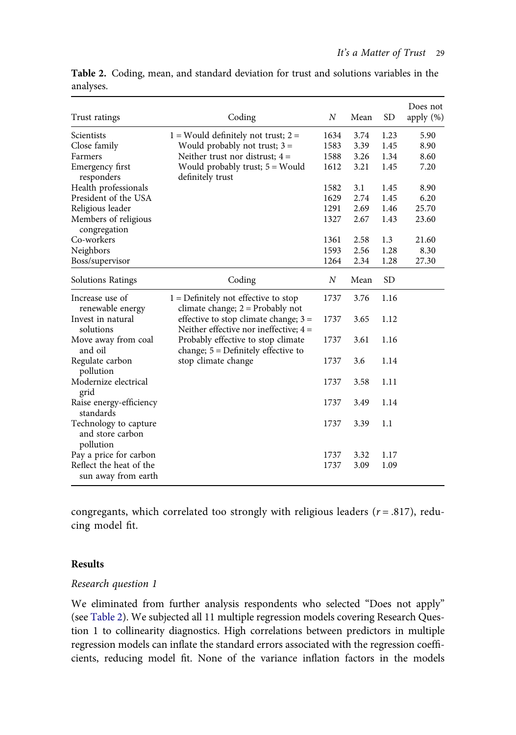**Table 2.** Coding, mean, and standard deviation for trust and solutions variables in the analyses.

| Trust ratings | Coding | $N$ | Mean | SD | Does not apply (%) |
|---|---|---|---|---|---|
| Scientists | 1 = Would definitely not trust; 2 = Would probably not trust; 3 = Neither trust nor distrust; 4 = Would probably trust; 5 = Would definitely trust | 1634 | 3.74 | 1.23 | 5.90 |
| Close family | | 1583 | 3.39 | 1.45 | 8.90 |
| Farmers | | 1588 | 3.26 | 1.34 | 8.60 |
| Emergency first responders | | 1612 | 3.21 | 1.45 | 7.20 |
| Health professionals | | 1582 | 3.1 | 1.45 | 8.90 |
| President of the USA | | 1629 | 2.74 | 1.45 | 6.20 |
| Religious leader | | 1291 | 2.69 | 1.46 | 25.70 |
| Members of religious congregation | | 1327 | 2.67 | 1.43 | 23.60 |
| Co-workers | | 1361 | 2.58 | 1.3 | 21.60 |
| Neighbors | | 1593 | 2.56 | 1.28 | 8.30 |
| Boss/supervisor | | 1264 | 2.34 | 1.28 | 27.30 |
| **Solutions Ratings** | **Coding** | $N$ | **Mean** | **SD** | |
| Increase use of renewable energy | 1 = Definitely not effective to stop climate change; 2 = Probably not effective to stop climate change; 3 = Neither effective nor ineffective; 4 = Probably effective to stop climate change; 5 = Definitely effective to stop climate change | 1737 | 3.76 | 1.16 | |
| Invest in natural solutions | | 1737 | 3.65 | 1.12 | |
| Move away from coal and oil | | 1737 | 3.61 | 1.16 | |
| Regulate carbon pollution | | 1737 | 3.6 | 1.14 | |
| Modernize electrical grid | | 1737 | 3.58 | 1.11 | |
| Raise energy-efficiency standards | | 1737 | 3.49 | 1.14 | |
| Technology to capture and store carbon pollution | | 1737 | 3.39 | 1.1 | |
| Pay a price for carbon | | 1737 | 3.32 | 1.17 | |
| Reflect the heat of the sun away from earth | | 1737 | 3.09 | 1.09 | |

congregants, which correlated too strongly with religious leaders ($r = .817$), reducing model fit.

## Results

### *Research question 1*

We eliminated from further analysis respondents who selected "Does not apply" (see Table 2). We subjected all 11 multiple regression models covering Research Question 1 to collinearity diagnostics. High correlations between predictors in multiple regression models can inflate the standard errors associated with the regression coefficients, reducing model fit. None of the variance inflation factors in the models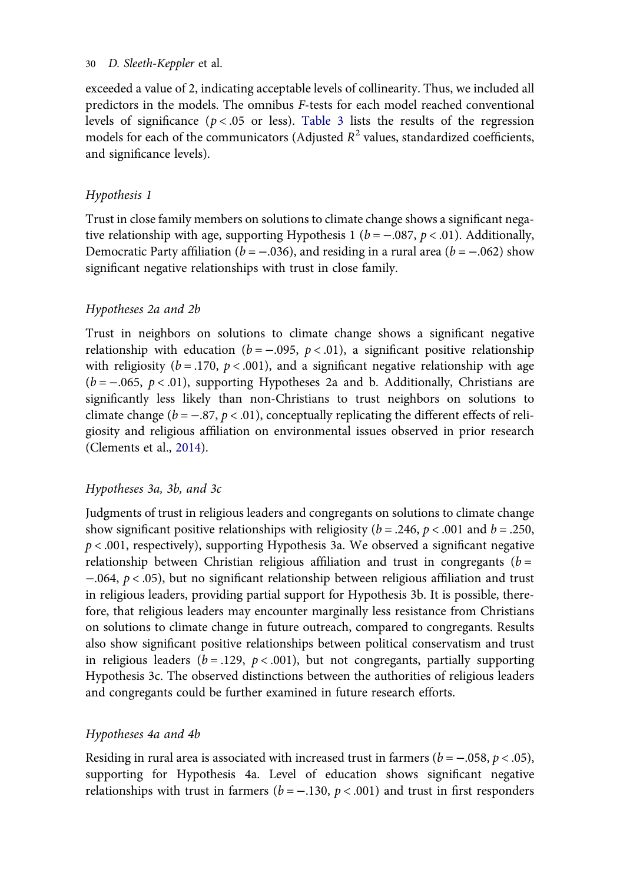exceeded a value of 2, indicating acceptable levels of collinearity. Thus, we included all predictors in the models. The omnibus *F*-tests for each model reached conventional levels of significance ($p < .05$ or less). Table 3 lists the results of the regression models for each of the communicators (Adjusted $R^2$ values, standardized coefficients, and significance levels).

### *Hypothesis 1*

Trust in close family members on solutions to climate change shows a significant negative relationship with age, supporting Hypothesis 1 ($b = -.087$, $p < .01$). Additionally, Democratic Party affiliation ($b = -.036$), and residing in a rural area ($b = -.062$) show significant negative relationships with trust in close family.

### *Hypotheses 2a and 2b*

Trust in neighbors on solutions to climate change shows a significant negative relationship with education ($b = -.095$, $p < .01$), a significant positive relationship with religiosity ($b = .170$, $p < .001$), and a significant negative relationship with age ($b = -.065$, $p < .01$), supporting Hypotheses 2a and b. Additionally, Christians are significantly less likely than non-Christians to trust neighbors on solutions to climate change ($b = -.87$, $p < .01$), conceptually replicating the different effects of religiosity and religious affiliation on environmental issues observed in prior research (Clements et al., 2014).

### *Hypotheses 3a, 3b, and 3c*

Judgments of trust in religious leaders and congregants on solutions to climate change show significant positive relationships with religiosity ($b = .246$, $p < .001$ and $b = .250$, $p < .001$, respectively), supporting Hypothesis 3a. We observed a significant negative relationship between Christian religious affiliation and trust in congregants ($b = -.064$, $p < .05$), but no significant relationship between religious affiliation and trust in religious leaders, providing partial support for Hypothesis 3b. It is possible, therefore, that religious leaders may encounter marginally less resistance from Christians on solutions to climate change in future outreach, compared to congregants. Results also show significant positive relationships between political conservatism and trust in religious leaders ($b = .129$, $p < .001$), but not congregants, partially supporting Hypothesis 3c. The observed distinctions between the authorities of religious leaders and congregants could be further examined in future research efforts.

### *Hypotheses 4a and 4b*

Residing in rural area is associated with increased trust in farmers ($b = -.058$, $p < .05$), supporting for Hypothesis 4a. Level of education shows significant negative relationships with trust in farmers ($b = -.130$, $p < .001$) and trust in first responders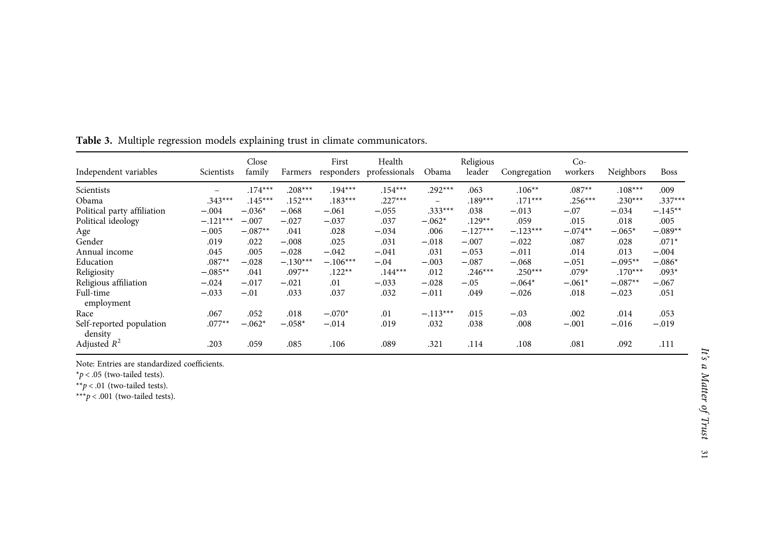**Table 3.** Multiple regression models explaining trust in climate communicators.

| Independent variables | Scientists | Close family | Farmers | First responders | Health professionals | Obama | Religious leader | Congregation | Co-workers | Neighbors | Boss |
|---|---|---|---|---|---|---|---|---|---|---|---|
| Scientists | – | .174*** | .208*** | .194*** | .154*** | .292*** | .063 | .106** | .087** | .108*** | .009 |
| Obama | .343*** | .145*** | .152*** | .183*** | .227*** | – | .189*** | .171*** | .256*** | .230*** | .337*** |
| Political party affiliation | −.004 | −.036* | −.068 | −.061 | −.055 | .333*** | .038 | −.013 | −.07 | −.034 | −.145** |
| Political ideology | −.121*** | −.007 | −.027 | −.037 | .037 | −.062* | .129** | .059 | .015 | .018 | .005 |
| Age | −.005 | −.087** | .041 | .028 | −.034 | .006 | −.127*** | −.123*** | −.074** | −.065* | −.089** |
| Gender | .019 | .022 | −.008 | .025 | .031 | −.018 | −.007 | −.022 | .087 | .028 | .071* |
| Annual income | .045 | .005 | −.028 | −.042 | −.041 | .031 | −.053 | −.011 | .014 | .013 | −.004 |
| Education | .087** | −.028 | −.130*** | −.106*** | −.04 | −.003 | −.087 | −.068 | −.051 | −.095** | −.086* |
| Religiosity | −.085** | .041 | .097** | .122** | .144*** | .012 | .246*** | .250*** | .079* | .170*** | .093* |
| Religious affiliation | −.024 | −.017 | −.021 | .01 | −.033 | −.028 | −.05 | −.064* | −.061* | −.087** | −.067 |
| Full-time employment | −.033 | −.01 | .033 | .037 | .032 | −.011 | .049 | −.026 | .018 | −.023 | .051 |
| Race | .067 | .052 | .018 | −.070* | .01 | −.113*** | .015 | −.03 | .002 | .014 | .053 |
| Self-reported population density | .077** | −.062* | −.058* | −.014 | .019 | .032 | .038 | .008 | −.001 | −.016 | −.019 |
| Adjusted $R^2$ | .203 | .059 | .085 | .106 | .089 | .321 | .114 | .108 | .081 | .092 | .111 |

Note: Entries are standardized coefficients.

*$p < .05$ (two-tailed tests).

**$p < .01$ (two-tailed tests).

***$p < .001$ (two-tailed tests).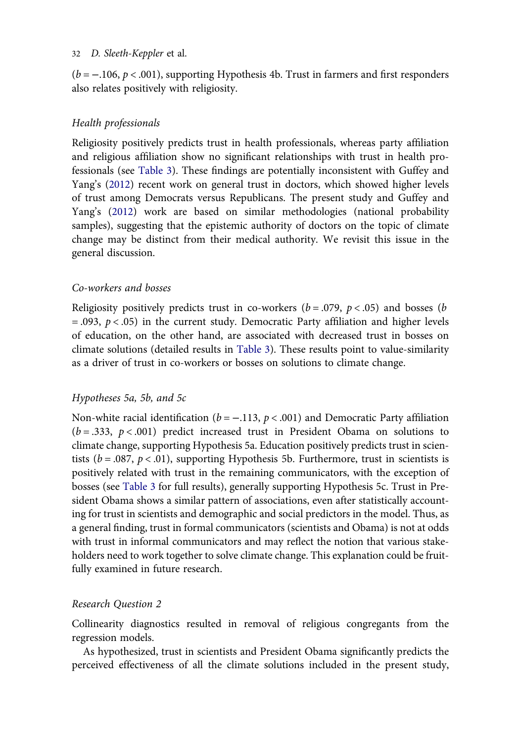($b = -.106$, $p < .001$), supporting Hypothesis 4b. Trust in farmers and first responders also relates positively with religiosity.

### *Health professionals*

Religiosity positively predicts trust in health professionals, whereas party affiliation and religious affiliation show no significant relationships with trust in health professionals (see Table 3). These findings are potentially inconsistent with Guffey and Yang's (2012) recent work on general trust in doctors, which showed higher levels of trust among Democrats versus Republicans. The present study and Guffey and Yang's (2012) work are based on similar methodologies (national probability samples), suggesting that the epistemic authority of doctors on the topic of climate change may be distinct from their medical authority. We revisit this issue in the general discussion.

### *Co-workers and bosses*

Religiosity positively predicts trust in co-workers ($b = .079$, $p < .05$) and bosses ($b = .093$, $p < .05$) in the current study. Democratic Party affiliation and higher levels of education, on the other hand, are associated with decreased trust in bosses on climate solutions (detailed results in Table 3). These results point to value-similarity as a driver of trust in co-workers or bosses on solutions to climate change.

### *Hypotheses 5a, 5b, and 5c*

Non-white racial identification ($b = -.113$, $p < .001$) and Democratic Party affiliation ($b = .333$, $p < .001$) predict increased trust in President Obama on solutions to climate change, supporting Hypothesis 5a. Education positively predicts trust in scientists ($b = .087$, $p < .01$), supporting Hypothesis 5b. Furthermore, trust in scientists is positively related with trust in the remaining communicators, with the exception of bosses (see Table 3 for full results), generally supporting Hypothesis 5c. Trust in President Obama shows a similar pattern of associations, even after statistically accounting for trust in scientists and demographic and social predictors in the model. Thus, as a general finding, trust in formal communicators (scientists and Obama) is not at odds with trust in informal communicators and may reflect the notion that various stakeholders need to work together to solve climate change. This explanation could be fruitfully examined in future research.

### *Research Question 2*

Collinearity diagnostics resulted in removal of religious congregants from the regression models.

As hypothesized, trust in scientists and President Obama significantly predicts the perceived effectiveness of all the climate solutions included in the present study,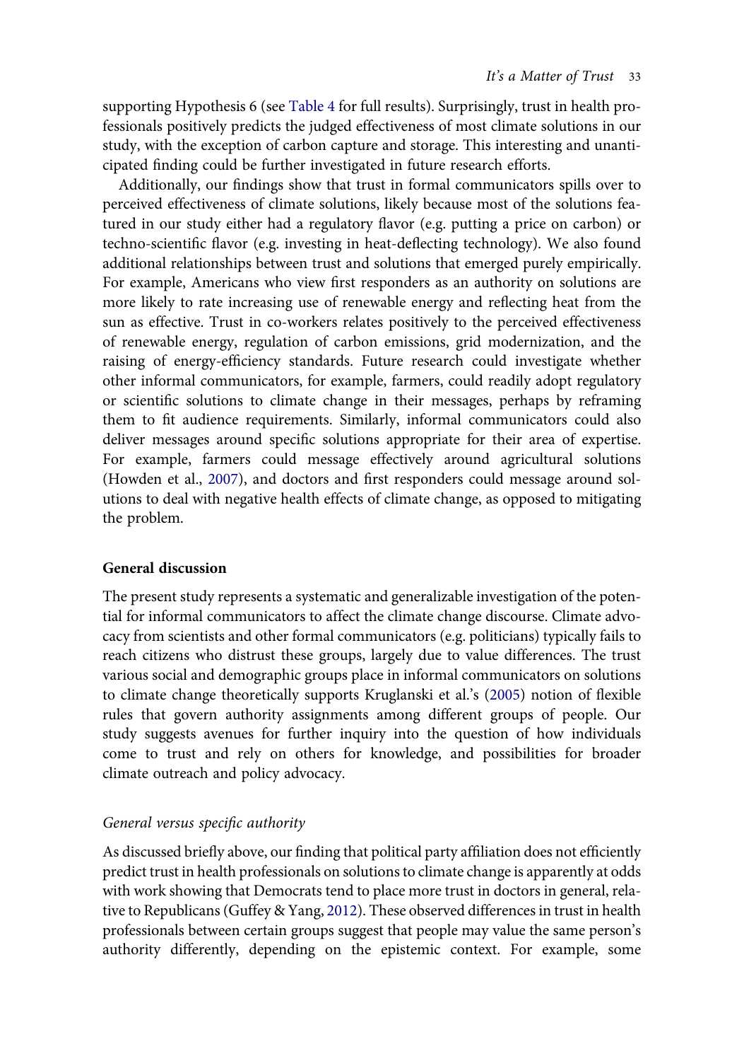supporting Hypothesis 6 (see Table 4 for full results). Surprisingly, trust in health professionals positively predicts the judged effectiveness of most climate solutions in our study, with the exception of carbon capture and storage. This interesting and unanticipated finding could be further investigated in future research efforts.

Additionally, our findings show that trust in formal communicators spills over to perceived effectiveness of climate solutions, likely because most of the solutions featured in our study either had a regulatory flavor (e.g. putting a price on carbon) or techno-scientific flavor (e.g. investing in heat-deflecting technology). We also found additional relationships between trust and solutions that emerged purely empirically. For example, Americans who view first responders as an authority on solutions are more likely to rate increasing use of renewable energy and reflecting heat from the sun as effective. Trust in co-workers relates positively to the perceived effectiveness of renewable energy, regulation of carbon emissions, grid modernization, and the raising of energy-efficiency standards. Future research could investigate whether other informal communicators, for example, farmers, could readily adopt regulatory or scientific solutions to climate change in their messages, perhaps by reframing them to fit audience requirements. Similarly, informal communicators could also deliver messages around specific solutions appropriate for their area of expertise. For example, farmers could message effectively around agricultural solutions (Howden et al., 2007), and doctors and first responders could message around solutions to deal with negative health effects of climate change, as opposed to mitigating the problem.

## General discussion

The present study represents a systematic and generalizable investigation of the potential for informal communicators to affect the climate change discourse. Climate advocacy from scientists and other formal communicators (e.g. politicians) typically fails to reach citizens who distrust these groups, largely due to value differences. The trust various social and demographic groups place in informal communicators on solutions to climate change theoretically supports Kruglanski et al.'s (2005) notion of flexible rules that govern authority assignments among different groups of people. Our study suggests avenues for further inquiry into the question of how individuals come to trust and rely on others for knowledge, and possibilities for broader climate outreach and policy advocacy.

### *General versus specific authority*

As discussed briefly above, our finding that political party affiliation does not efficiently predict trust in health professionals on solutions to climate change is apparently at odds with work showing that Democrats tend to place more trust in doctors in general, relative to Republicans (Guffey & Yang, 2012). These observed differences in trust in health professionals between certain groups suggest that people may value the same person's authority differently, depending on the epistemic context. For example, some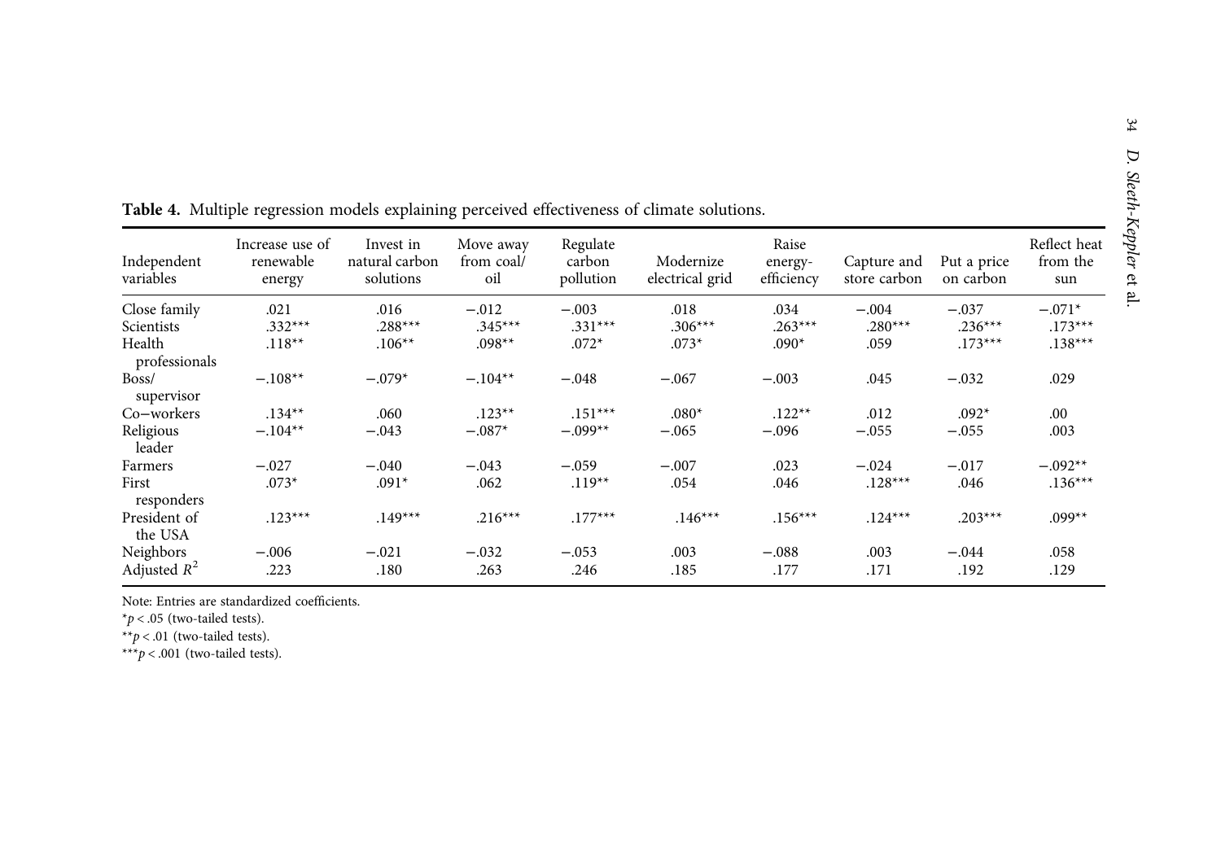**Table 4.** Multiple regression models explaining perceived effectiveness of climate solutions.

| Independent variables | Increase use of renewable energy | Invest in natural carbon solutions | Move away from coal/oil | Regulate carbon pollution | Modernize electrical grid | Raise energy-efficiency | Capture and store carbon | Put a price on carbon | Reflect heat from the sun |
|---|---|---|---|---|---|---|---|---|---|
| Close family | .021 | .016 | −.012 | −.003 | .018 | .034 | −.004 | −.037 | −.071* |
| Scientists | .332*** | .288*** | .345*** | .331*** | .306*** | .263*** | .280*** | .236*** | .173*** |
| Health professionals | .118** | .106** | .098** | .072* | .073* | .090* | .059 | .173*** | .138*** |
| Boss/supervisor | −.108** | −.079* | −.104** | −.048 | −.067 | −.003 | .045 | −.032 | .029 |
| Co−workers | .134** | .060 | .123** | .151*** | .080* | .122** | .012 | .092* | .00 |
| Religious leader | −.104** | −.043 | −.087* | −.099** | −.065 | −.096 | −.055 | −.055 | .003 |
| Farmers | −.027 | −.040 | −.043 | −.059 | −.007 | .023 | −.024 | −.017 | −.092** |
| First responders | .073* | .091* | .062 | .119** | .054 | .046 | .128*** | .046 | .136*** |
| President of the USA | .123*** | .149*** | .216*** | .177*** | .146*** | .156*** | .124*** | .203*** | .099** |
| Neighbors | −.006 | −.021 | −.032 | −.053 | .003 | −.088 | .003 | −.044 | .058 |
| Adjusted $R^2$ | .223 | .180 | .263 | .246 | .185 | .177 | .171 | .192 | .129 |

Note: Entries are standardized coefficients.

*$p < .05$ (two-tailed tests).

**$p < .01$ (two-tailed tests).

***$p < .001$ (two-tailed tests).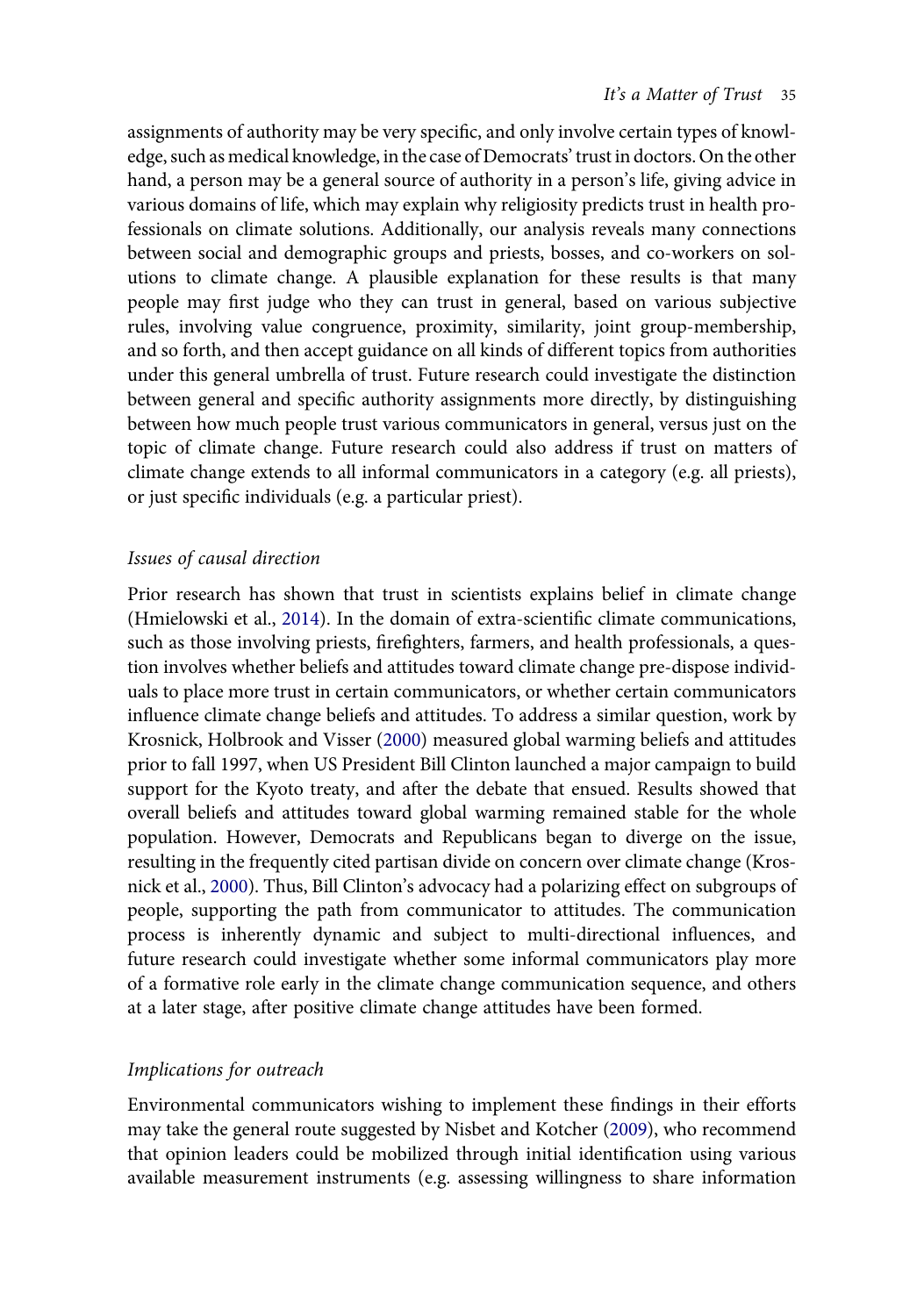assignments of authority may be very specific, and only involve certain types of knowledge, such as medical knowledge, in the case of Democrats' trust in doctors. On the other hand, a person may be a general source of authority in a person's life, giving advice in various domains of life, which may explain why religiosity predicts trust in health professionals on climate solutions. Additionally, our analysis reveals many connections between social and demographic groups and priests, bosses, and co-workers on solutions to climate change. A plausible explanation for these results is that many people may first judge who they can trust in general, based on various subjective rules, involving value congruence, proximity, similarity, joint group-membership, and so forth, and then accept guidance on all kinds of different topics from authorities under this general umbrella of trust. Future research could investigate the distinction between general and specific authority assignments more directly, by distinguishing between how much people trust various communicators in general, versus just on the topic of climate change. Future research could also address if trust on matters of climate change extends to all informal communicators in a category (e.g. all priests), or just specific individuals (e.g. a particular priest).

### *Issues of causal direction*

Prior research has shown that trust in scientists explains belief in climate change (Hmielowski et al., 2014). In the domain of extra-scientific climate communications, such as those involving priests, firefighters, farmers, and health professionals, a question involves whether beliefs and attitudes toward climate change pre-dispose individuals to place more trust in certain communicators, or whether certain communicators influence climate change beliefs and attitudes. To address a similar question, work by Krosnick, Holbrook and Visser (2000) measured global warming beliefs and attitudes prior to fall 1997, when US President Bill Clinton launched a major campaign to build support for the Kyoto treaty, and after the debate that ensued. Results showed that overall beliefs and attitudes toward global warming remained stable for the whole population. However, Democrats and Republicans began to diverge on the issue, resulting in the frequently cited partisan divide on concern over climate change (Krosnick et al., 2000). Thus, Bill Clinton's advocacy had a polarizing effect on subgroups of people, supporting the path from communicator to attitudes. The communication process is inherently dynamic and subject to multi-directional influences, and future research could investigate whether some informal communicators play more of a formative role early in the climate change communication sequence, and others at a later stage, after positive climate change attitudes have been formed.

### *Implications for outreach*

Environmental communicators wishing to implement these findings in their efforts may take the general route suggested by Nisbet and Kotcher (2009), who recommend that opinion leaders could be mobilized through initial identification using various available measurement instruments (e.g. assessing willingness to share information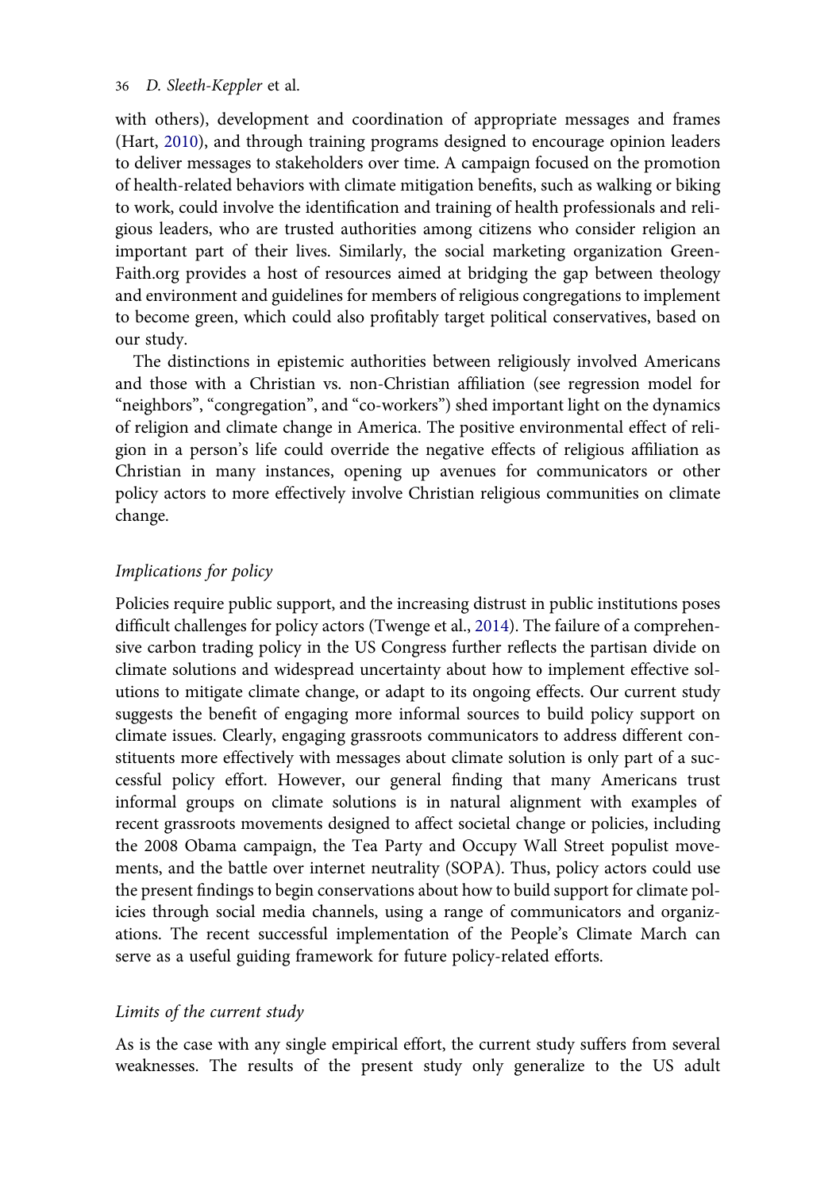with others), development and coordination of appropriate messages and frames (Hart, 2010), and through training programs designed to encourage opinion leaders to deliver messages to stakeholders over time. A campaign focused on the promotion of health-related behaviors with climate mitigation benefits, such as walking or biking to work, could involve the identification and training of health professionals and religious leaders, who are trusted authorities among citizens who consider religion an important part of their lives. Similarly, the social marketing organization GreenFaith.org provides a host of resources aimed at bridging the gap between theology and environment and guidelines for members of religious congregations to implement to become green, which could also profitably target political conservatives, based on our study.

The distinctions in epistemic authorities between religiously involved Americans and those with a Christian vs. non-Christian affiliation (see regression model for "neighbors", "congregation", and "co-workers") shed important light on the dynamics of religion and climate change in America. The positive environmental effect of religion in a person's life could override the negative effects of religious affiliation as Christian in many instances, opening up avenues for communicators or other policy actors to more effectively involve Christian religious communities on climate change.

### *Implications for policy*

Policies require public support, and the increasing distrust in public institutions poses difficult challenges for policy actors (Twenge et al., 2014). The failure of a comprehensive carbon trading policy in the US Congress further reflects the partisan divide on climate solutions and widespread uncertainty about how to implement effective solutions to mitigate climate change, or adapt to its ongoing effects. Our current study suggests the benefit of engaging more informal sources to build policy support on climate issues. Clearly, engaging grassroots communicators to address different constituents more effectively with messages about climate solution is only part of a successful policy effort. However, our general finding that many Americans trust informal groups on climate solutions is in natural alignment with examples of recent grassroots movements designed to affect societal change or policies, including the 2008 Obama campaign, the Tea Party and Occupy Wall Street populist movements, and the battle over internet neutrality (SOPA). Thus, policy actors could use the present findings to begin conservations about how to build support for climate policies through social media channels, using a range of communicators and organizations. The recent successful implementation of the People's Climate March can serve as a useful guiding framework for future policy-related efforts.

### *Limits of the current study*

As is the case with any single empirical effort, the current study suffers from several weaknesses. The results of the present study only generalize to the US adult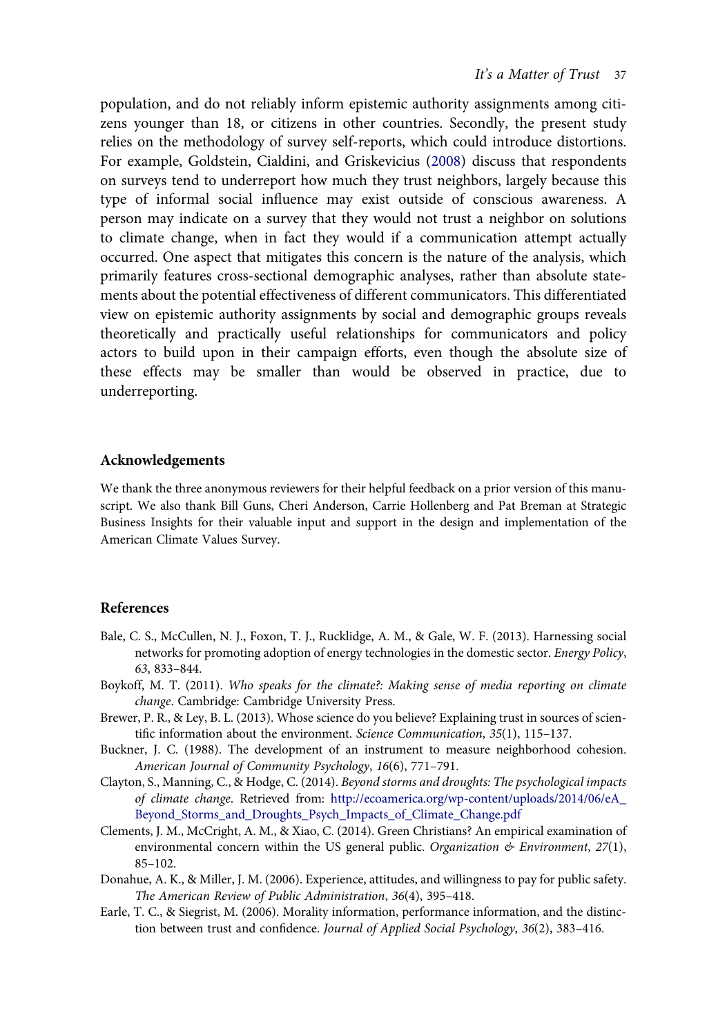population, and do not reliably inform epistemic authority assignments among citizens younger than 18, or citizens in other countries. Secondly, the present study relies on the methodology of survey self-reports, which could introduce distortions. For example, Goldstein, Cialdini, and Griskevicius (2008) discuss that respondents on surveys tend to underreport how much they trust neighbors, largely because this type of informal social influence may exist outside of conscious awareness. A person may indicate on a survey that they would not trust a neighbor on solutions to climate change, when in fact they would if a communication attempt actually occurred. One aspect that mitigates this concern is the nature of the analysis, which primarily features cross-sectional demographic analyses, rather than absolute statements about the potential effectiveness of different communicators. This differentiated view on epistemic authority assignments by social and demographic groups reveals theoretically and practically useful relationships for communicators and policy actors to build upon in their campaign efforts, even though the absolute size of these effects may be smaller than would be observed in practice, due to underreporting.

## Acknowledgements

We thank the three anonymous reviewers for their helpful feedback on a prior version of this manuscript. We also thank Bill Guns, Cheri Anderson, Carrie Hollenberg and Pat Breman at Strategic Business Insights for their valuable input and support in the design and implementation of the American Climate Values Survey.

## References

- Bale, C. S., McCullen, N. J., Foxon, T. J., Rucklidge, A. M., & Gale, W. F. (2013). Harnessing social networks for promoting adoption of energy technologies in the domestic sector. *Energy Policy*, *63*, 833–844.
- Boykoff, M. T. (2011). *Who speaks for the climate?: Making sense of media reporting on climate change*. Cambridge: Cambridge University Press.
- Brewer, P. R., & Ley, B. L. (2013). Whose science do you believe? Explaining trust in sources of scientific information about the environment. *Science Communication*, *35*(1), 115–137.
- Buckner, J. C. (1988). The development of an instrument to measure neighborhood cohesion. *American Journal of Community Psychology*, *16*(6), 771–791.
- Clayton, S., Manning, C., & Hodge, C. (2014). *Beyond storms and droughts: The psychological impacts of climate change*. Retrieved from: http://ecoamerica.org/wp-content/uploads/2014/06/eA_Beyond_Storms_and_Droughts_Psych_Impacts_of_Climate_Change.pdf
- Clements, J. M., McCright, A. M., & Xiao, C. (2014). Green Christians? An empirical examination of environmental concern within the US general public. *Organization & Environment*, *27*(1), 85–102.
- Donahue, A. K., & Miller, J. M. (2006). Experience, attitudes, and willingness to pay for public safety. *The American Review of Public Administration*, *36*(4), 395–418.
- Earle, T. C., & Siegrist, M. (2006). Morality information, performance information, and the distinction between trust and confidence. *Journal of Applied Social Psychology*, *36*(2), 383–416.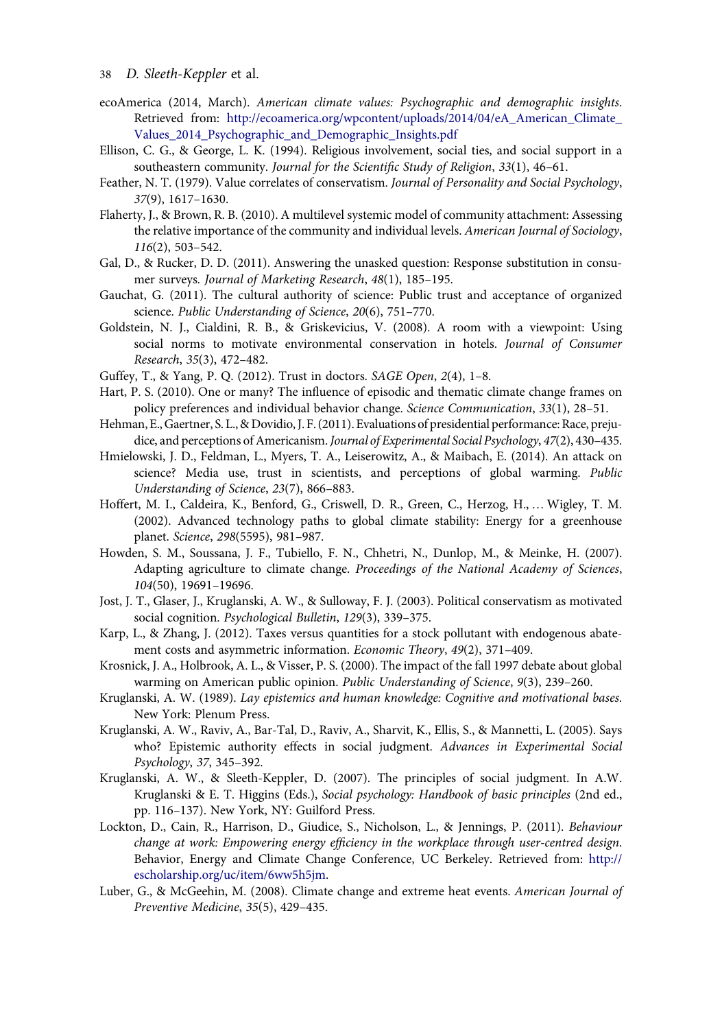ecoAmerica (2014, March). *American climate values: Psychographic and demographic insights*. Retrieved from: http://ecoamerica.org/wpcontent/uploads/2014/04/eA_American_Climate_Values_2014_Psychographic_and_Demographic_Insights.pdf

Ellison, C. G., & George, L. K. (1994). Religious involvement, social ties, and social support in a southeastern community. *Journal for the Scientific Study of Religion*, *33*(1), 46–61.

Feather, N. T. (1979). Value correlates of conservatism. *Journal of Personality and Social Psychology*, *37*(9), 1617–1630.

Flaherty, J., & Brown, R. B. (2010). A multilevel systemic model of community attachment: Assessing the relative importance of the community and individual levels. *American Journal of Sociology*, *116*(2), 503–542.

Gal, D., & Rucker, D. D. (2011). Answering the unasked question: Response substitution in consumer surveys. *Journal of Marketing Research*, *48*(1), 185–195.

Gauchat, G. (2011). The cultural authority of science: Public trust and acceptance of organized science. *Public Understanding of Science*, *20*(6), 751–770.

Goldstein, N. J., Cialdini, R. B., & Griskevicius, V. (2008). A room with a viewpoint: Using social norms to motivate environmental conservation in hotels. *Journal of Consumer Research*, *35*(3), 472–482.

Guffey, T., & Yang, P. Q. (2012). Trust in doctors. *SAGE Open*, *2*(4), 1–8.

Hart, P. S. (2010). One or many? The influence of episodic and thematic climate change frames on policy preferences and individual behavior change. *Science Communication*, *33*(1), 28–51.

Hehman, E., Gaertner, S. L., & Dovidio, J. F. (2011). Evaluations of presidential performance: Race, prejudice, and perceptions of Americanism. *Journal of Experimental Social Psychology*, *47*(2), 430–435.

Hmielowski, J. D., Feldman, L., Myers, T. A., Leiserowitz, A., & Maibach, E. (2014). An attack on science? Media use, trust in scientists, and perceptions of global warming. *Public Understanding of Science*, *23*(7), 866–883.

Hoffert, M. I., Caldeira, K., Benford, G., Criswell, D. R., Green, C., Herzog, H., … Wigley, T. M. (2002). Advanced technology paths to global climate stability: Energy for a greenhouse planet. *Science*, *298*(5595), 981–987.

Howden, S. M., Soussana, J. F., Tubiello, F. N., Chhetri, N., Dunlop, M., & Meinke, H. (2007). Adapting agriculture to climate change. *Proceedings of the National Academy of Sciences*, *104*(50), 19691–19696.

Jost, J. T., Glaser, J., Kruglanski, A. W., & Sulloway, F. J. (2003). Political conservatism as motivated social cognition. *Psychological Bulletin*, *129*(3), 339–375.

Karp, L., & Zhang, J. (2012). Taxes versus quantities for a stock pollutant with endogenous abatement costs and asymmetric information. *Economic Theory*, *49*(2), 371–409.

Krosnick, J. A., Holbrook, A. L., & Visser, P. S. (2000). The impact of the fall 1997 debate about global warming on American public opinion. *Public Understanding of Science*, *9*(3), 239–260.

Kruglanski, A. W. (1989). *Lay epistemics and human knowledge: Cognitive and motivational bases*. New York: Plenum Press.

Kruglanski, A. W., Raviv, A., Bar-Tal, D., Raviv, A., Sharvit, K., Ellis, S., & Mannetti, L. (2005). Says who? Epistemic authority effects in social judgment. *Advances in Experimental Social Psychology*, *37*, 345–392.

Kruglanski, A. W., & Sleeth-Keppler, D. (2007). The principles of social judgment. In A.W. Kruglanski & E. T. Higgins (Eds.), *Social psychology: Handbook of basic principles* (2nd ed., pp. 116–137). New York, NY: Guilford Press.

Lockton, D., Cain, R., Harrison, D., Giudice, S., Nicholson, L., & Jennings, P. (2011). *Behaviour change at work: Empowering energy efficiency in the workplace through user-centred design*. Behavior, Energy and Climate Change Conference, UC Berkeley. Retrieved from: http://escholarship.org/uc/item/6ww5h5jm.

Luber, G., & McGeehin, M. (2008). Climate change and extreme heat events. *American Journal of Preventive Medicine*, *35*(5), 429–435.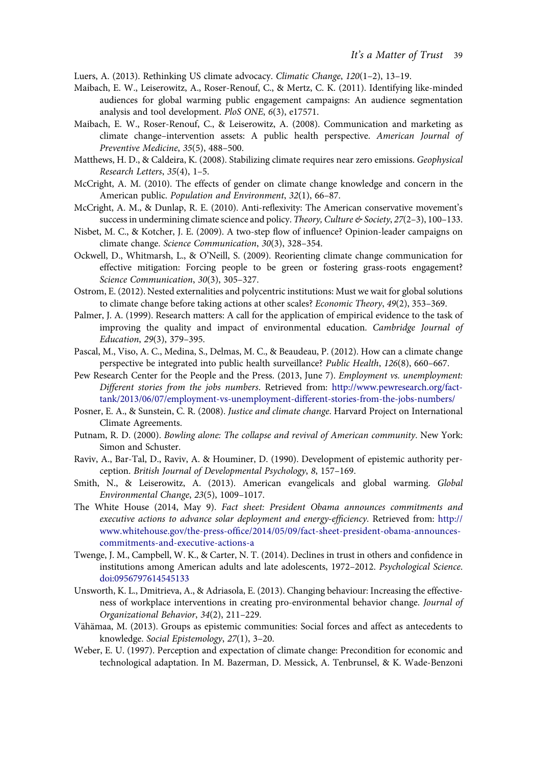Luers, A. (2013). Rethinking US climate advocacy. *Climatic Change*, *120*(1–2), 13–19.

Maibach, E. W., Leiserowitz, A., Roser-Renouf, C., & Mertz, C. K. (2011). Identifying like-minded audiences for global warming public engagement campaigns: An audience segmentation analysis and tool development. *PloS ONE*, *6*(3), e17571.

Maibach, E. W., Roser-Renouf, C., & Leiserowitz, A. (2008). Communication and marketing as climate change–intervention assets: A public health perspective. *American Journal of Preventive Medicine*, *35*(5), 488–500.

Matthews, H. D., & Caldeira, K. (2008). Stabilizing climate requires near zero emissions. *Geophysical Research Letters*, *35*(4), 1–5.

McCright, A. M. (2010). The effects of gender on climate change knowledge and concern in the American public. *Population and Environment*, *32*(1), 66–87.

McCright, A. M., & Dunlap, R. E. (2010). Anti-reflexivity: The American conservative movement's success in undermining climate science and policy. *Theory, Culture & Society*, *27*(2–3), 100–133.

Nisbet, M. C., & Kotcher, J. E. (2009). A two-step flow of influence? Opinion-leader campaigns on climate change. *Science Communication*, *30*(3), 328–354.

Ockwell, D., Whitmarsh, L., & O'Neill, S. (2009). Reorienting climate change communication for effective mitigation: Forcing people to be green or fostering grass-roots engagement? *Science Communication*, *30*(3), 305–327.

Ostrom, E. (2012). Nested externalities and polycentric institutions: Must we wait for global solutions to climate change before taking actions at other scales? *Economic Theory*, *49*(2), 353–369.

Palmer, J. A. (1999). Research matters: A call for the application of empirical evidence to the task of improving the quality and impact of environmental education. *Cambridge Journal of Education*, *29*(3), 379–395.

Pascal, M., Viso, A. C., Medina, S., Delmas, M. C., & Beaudeau, P. (2012). How can a climate change perspective be integrated into public health surveillance? *Public Health*, *126*(8), 660–667.

Pew Research Center for the People and the Press. (2013, June 7). *Employment vs. unemployment: Different stories from the jobs numbers*. Retrieved from: http://www.pewresearch.org/fact-tank/2013/06/07/employment-vs-unemployment-different-stories-from-the-jobs-numbers/

Posner, E. A., & Sunstein, C. R. (2008). *Justice and climate change*. Harvard Project on International Climate Agreements.

Putnam, R. D. (2000). *Bowling alone: The collapse and revival of American community*. New York: Simon and Schuster.

Raviv, A., Bar-Tal, D., Raviv, A. & Houminer, D. (1990). Development of epistemic authority perception. *British Journal of Developmental Psychology*, *8*, 157–169.

Smith, N., & Leiserowitz, A. (2013). American evangelicals and global warming. *Global Environmental Change*, *23*(5), 1009–1017.

The White House (2014, May 9). *Fact sheet: President Obama announces commitments and executive actions to advance solar deployment and energy-efficiency*. Retrieved from: http://www.whitehouse.gov/the-press-office/2014/05/09/fact-sheet-president-obama-announces-commitments-and-executive-actions-a

Twenge, J. M., Campbell, W. K., & Carter, N. T. (2014). Declines in trust in others and confidence in institutions among American adults and late adolescents, 1972–2012. *Psychological Science*. doi:0956797614545133

Unsworth, K. L., Dmitrieva, A., & Adriasola, E. (2013). Changing behaviour: Increasing the effectiveness of workplace interventions in creating pro-environmental behavior change. *Journal of Organizational Behavior*, *34*(2), 211–229.

Vähämaa, M. (2013). Groups as epistemic communities: Social forces and affect as antecedents to knowledge. *Social Epistemology*, *27*(1), 3–20.

Weber, E. U. (1997). Perception and expectation of climate change: Precondition for economic and technological adaptation. In M. Bazerman, D. Messick, A. Tenbrunsel, & K. Wade-Benzoni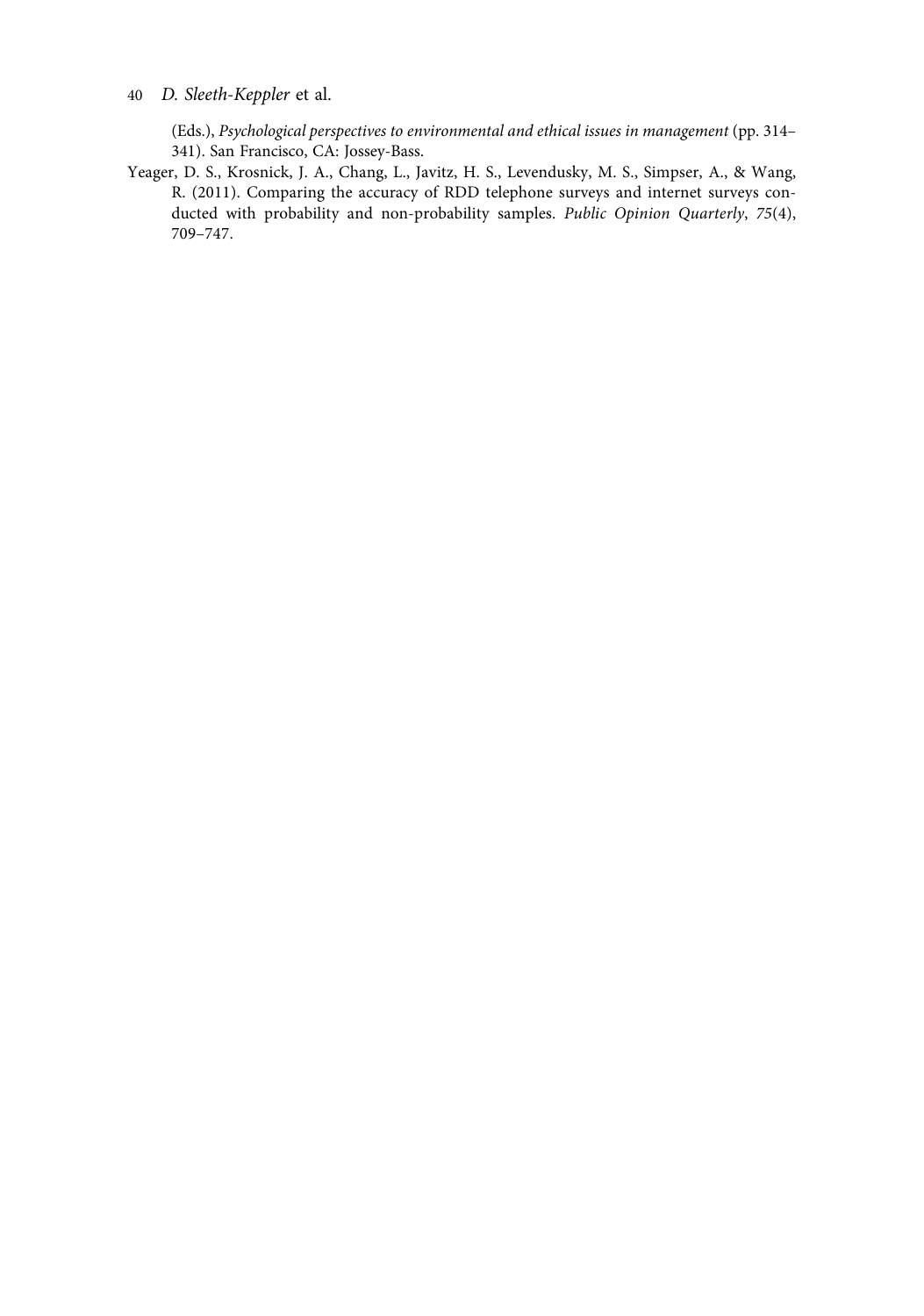(Eds.), *Psychological perspectives to environmental and ethical issues in management* (pp. 314–341). San Francisco, CA: Jossey-Bass.

Yeager, D. S., Krosnick, J. A., Chang, L., Javitz, H. S., Levendusky, M. S., Simpser, A., & Wang, R. (2011). Comparing the accuracy of RDD telephone surveys and internet surveys conducted with probability and non-probability samples. *Public Opinion Quarterly*, *75*(4), 709–747.